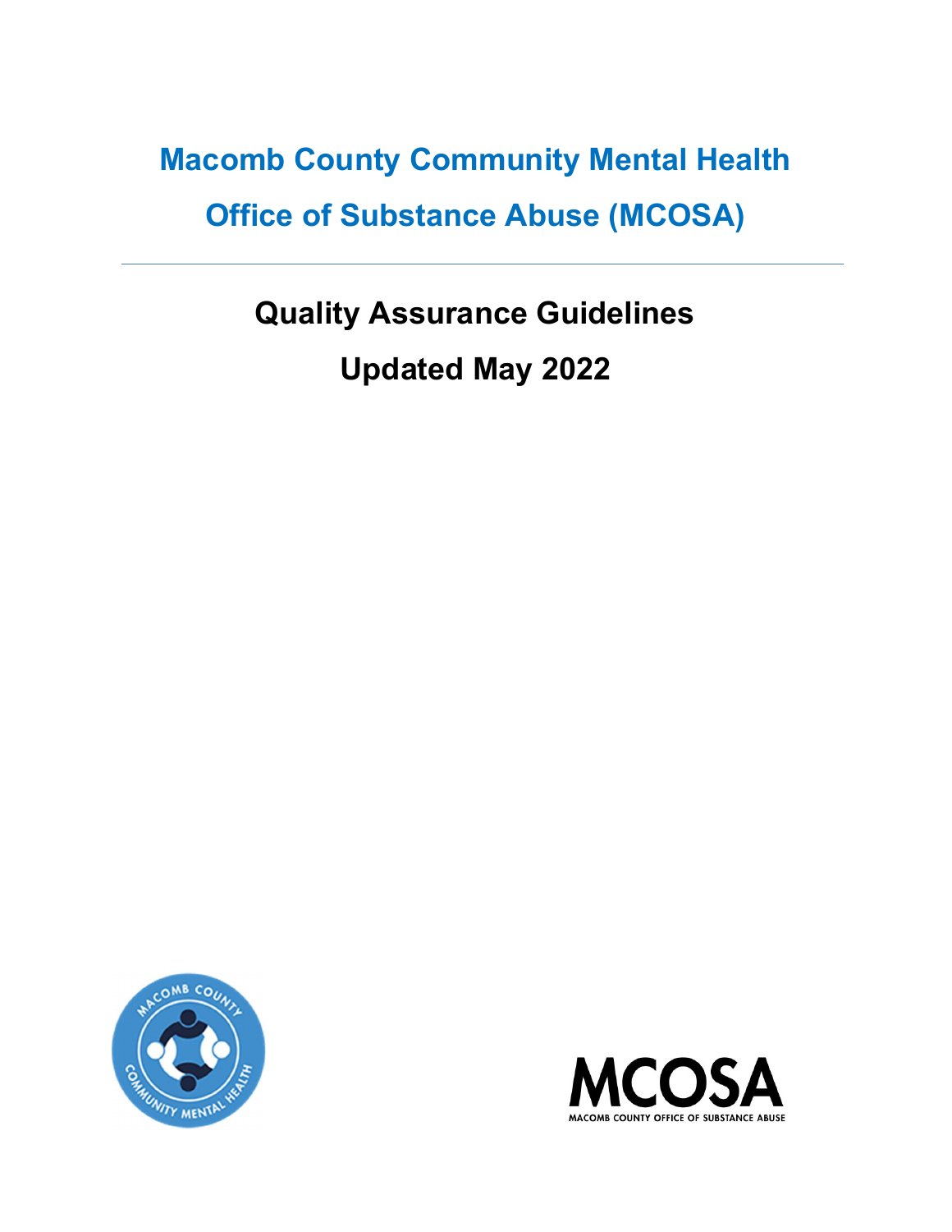# Macomb County Community Mental Health

# Office of Substance Abuse (MCOSA)

---

## Quality Assurance Guidelines

## Updated May 2022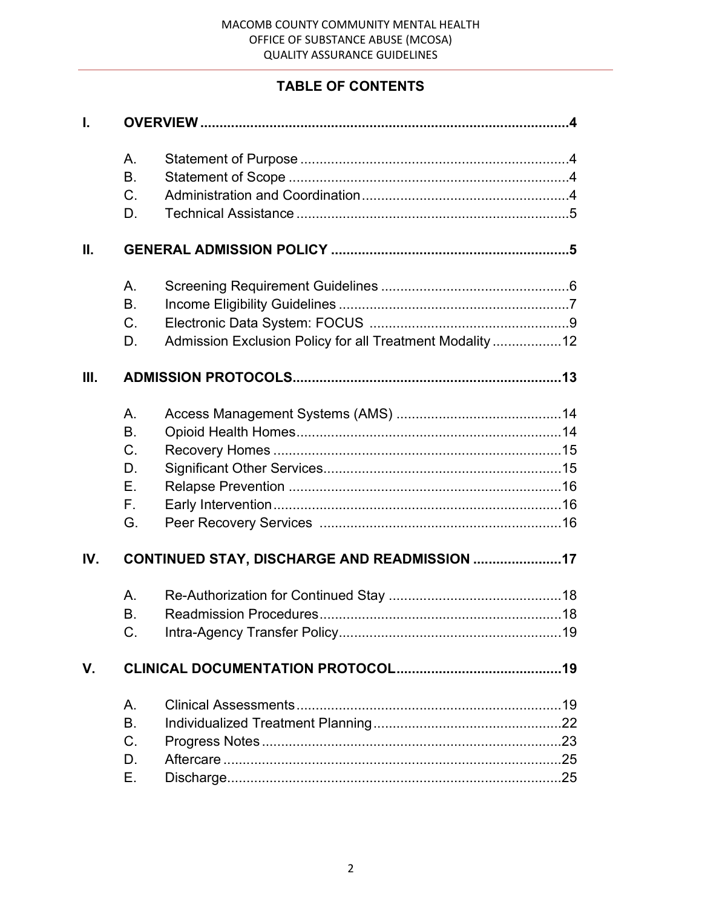## TABLE OF CONTENTS

**I. OVERVIEW** .......... **4**

- A. Statement of Purpose .......... 4
- B. Statement of Scope .......... 4
- C. Administration and Coordination .......... 4
- D. Technical Assistance .......... 5

**II. GENERAL ADMISSION POLICY** .......... **5**

- A. Screening Requirement Guidelines .......... 6
- B. Income Eligibility Guidelines .......... 7
- C. Electronic Data System: FOCUS .......... 9
- D. Admission Exclusion Policy for all Treatment Modality .......... 12

**III. ADMISSION PROTOCOLS** .......... **13**

- A. Access Management Systems (AMS) .......... 14
- B. Opioid Health Homes .......... 14
- C. Recovery Homes .......... 15
- D. Significant Other Services .......... 15
- E. Relapse Prevention .......... 16
- F. Early Intervention .......... 16
- G. Peer Recovery Services .......... 16

**IV. CONTINUED STAY, DISCHARGE AND READMISSION** .......... **17**

- A. Re-Authorization for Continued Stay .......... 18
- B. Readmission Procedures .......... 18
- C. Intra-Agency Transfer Policy .......... 19

**V. CLINICAL DOCUMENTATION PROTOCOL** .......... **19**

- A. Clinical Assessments .......... 19
- B. Individualized Treatment Planning .......... 22
- C. Progress Notes .......... 23
- D. Aftercare .......... 25
- E. Discharge .......... 25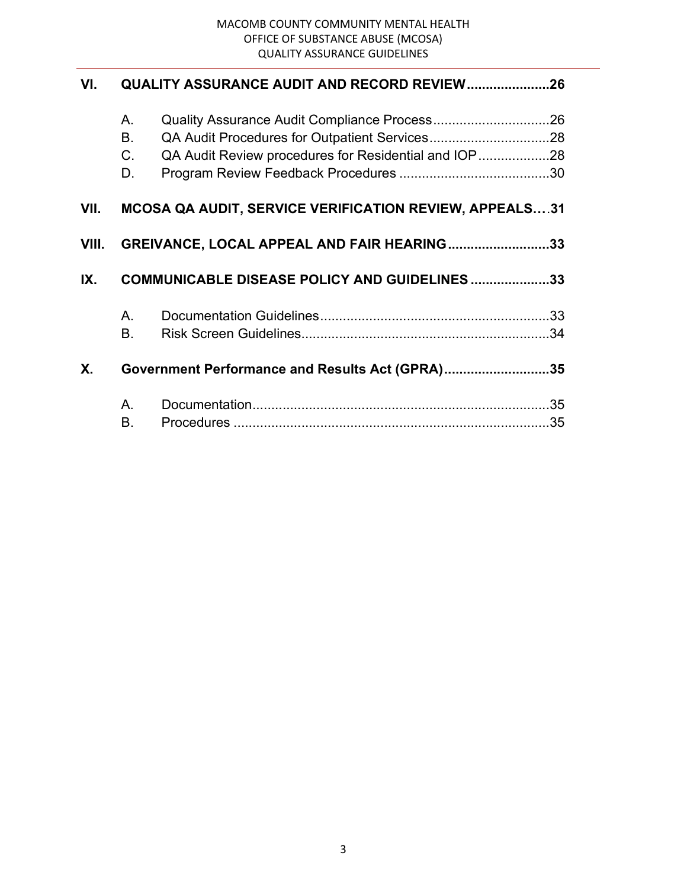**VI. QUALITY ASSURANCE AUDIT AND RECORD REVIEW......................26**

- A. Quality Assurance Audit Compliance Process...............................26
- B. QA Audit Procedures for Outpatient Services................................28
- C. QA Audit Review procedures for Residential and IOP...................28
- D. Program Review Feedback Procedures ........................................30

**VII. MCOSA QA AUDIT, SERVICE VERIFICATION REVIEW, APPEALS....31**

**VIII. GREIVANCE, LOCAL APPEAL AND FAIR HEARING...........................33**

**IX. COMMUNICABLE DISEASE POLICY AND GUIDELINES .....................33**

- A. Documentation Guidelines............................................................33
- B. Risk Screen Guidelines.................................................................34

**X. Government Performance and Results Act (GPRA)............................35**

- A. Documentation..............................................................................35
- B. Procedures ...................................................................................35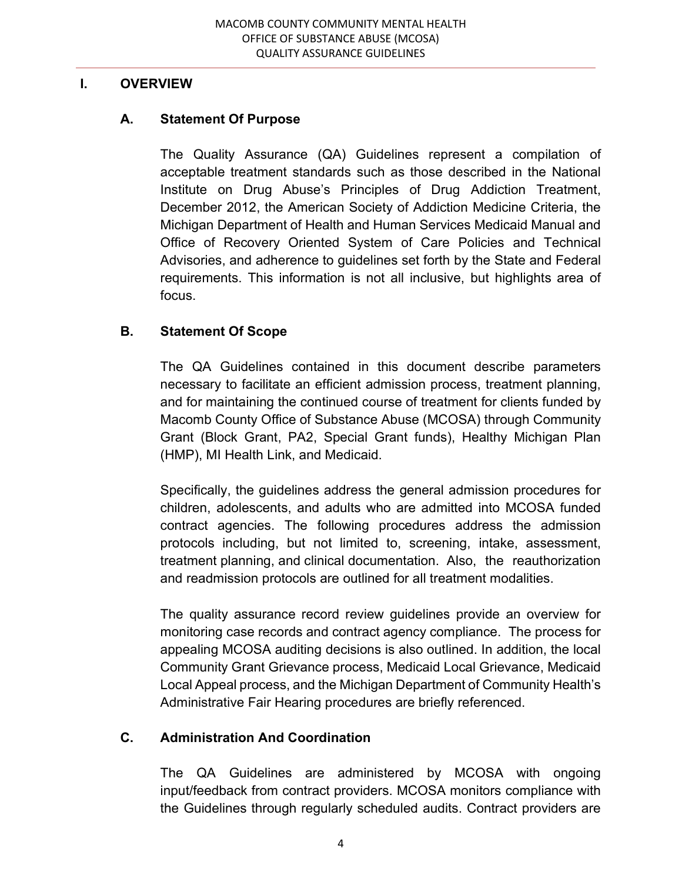## I. OVERVIEW

### A. Statement Of Purpose

The Quality Assurance (QA) Guidelines represent a compilation of acceptable treatment standards such as those described in the National Institute on Drug Abuse's Principles of Drug Addiction Treatment, December 2012, the American Society of Addiction Medicine Criteria, the Michigan Department of Health and Human Services Medicaid Manual and Office of Recovery Oriented System of Care Policies and Technical Advisories, and adherence to guidelines set forth by the State and Federal requirements. This information is not all inclusive, but highlights area of focus.

### B. Statement Of Scope

The QA Guidelines contained in this document describe parameters necessary to facilitate an efficient admission process, treatment planning, and for maintaining the continued course of treatment for clients funded by Macomb County Office of Substance Abuse (MCOSA) through Community Grant (Block Grant, PA2, Special Grant funds), Healthy Michigan Plan (HMP), MI Health Link, and Medicaid.

Specifically, the guidelines address the general admission procedures for children, adolescents, and adults who are admitted into MCOSA funded contract agencies. The following procedures address the admission protocols including, but not limited to, screening, intake, assessment, treatment planning, and clinical documentation. Also, the reauthorization and readmission protocols are outlined for all treatment modalities.

The quality assurance record review guidelines provide an overview for monitoring case records and contract agency compliance. The process for appealing MCOSA auditing decisions is also outlined. In addition, the local Community Grant Grievance process, Medicaid Local Grievance, Medicaid Local Appeal process, and the Michigan Department of Community Health's Administrative Fair Hearing procedures are briefly referenced.

### C. Administration And Coordination

The QA Guidelines are administered by MCOSA with ongoing input/feedback from contract providers. MCOSA monitors compliance with the Guidelines through regularly scheduled audits. Contract providers are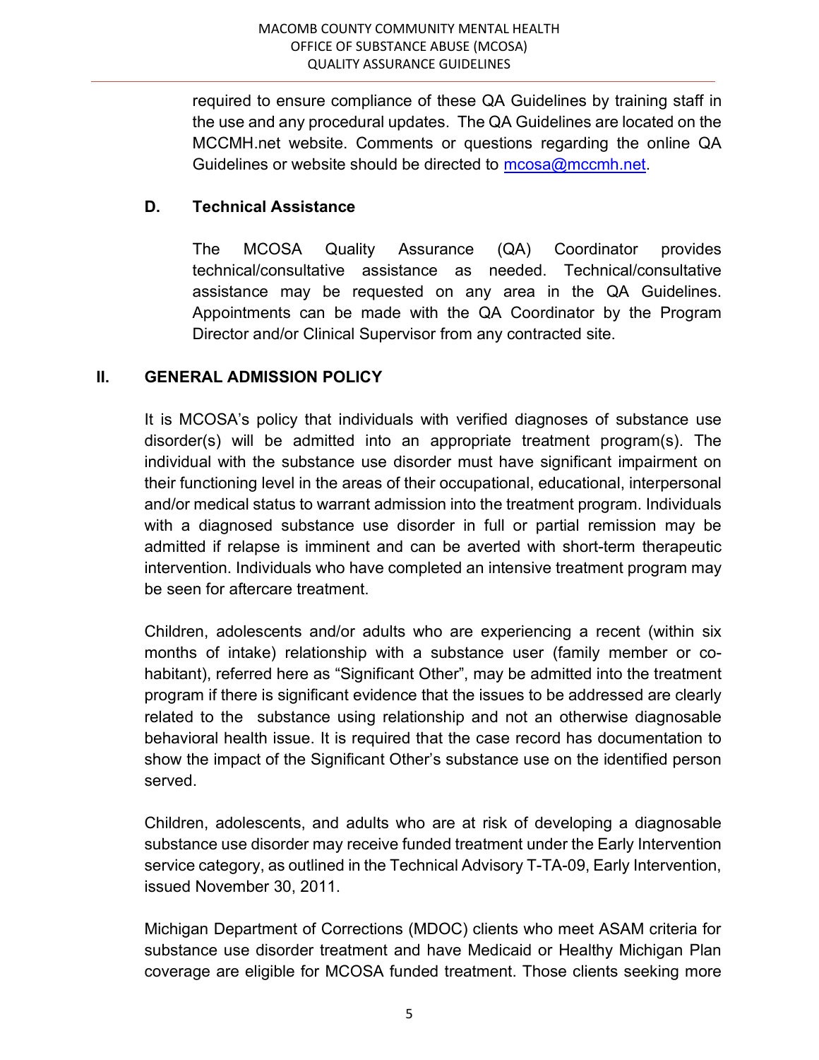required to ensure compliance of these QA Guidelines by training staff in the use and any procedural updates. The QA Guidelines are located on the MCCMH.net website. Comments or questions regarding the online QA Guidelines or website should be directed to mcosa@mccmh.net.

### D. Technical Assistance

The MCOSA Quality Assurance (QA) Coordinator provides technical/consultative assistance as needed. Technical/consultative assistance may be requested on any area in the QA Guidelines. Appointments can be made with the QA Coordinator by the Program Director and/or Clinical Supervisor from any contracted site.

## II. GENERAL ADMISSION POLICY

It is MCOSA's policy that individuals with verified diagnoses of substance use disorder(s) will be admitted into an appropriate treatment program(s). The individual with the substance use disorder must have significant impairment on their functioning level in the areas of their occupational, educational, interpersonal and/or medical status to warrant admission into the treatment program. Individuals with a diagnosed substance use disorder in full or partial remission may be admitted if relapse is imminent and can be averted with short-term therapeutic intervention. Individuals who have completed an intensive treatment program may be seen for aftercare treatment.

Children, adolescents and/or adults who are experiencing a recent (within six months of intake) relationship with a substance user (family member or co-habitant), referred here as "Significant Other", may be admitted into the treatment program if there is significant evidence that the issues to be addressed are clearly related to the substance using relationship and not an otherwise diagnosable behavioral health issue. It is required that the case record has documentation to show the impact of the Significant Other's substance use on the identified person served.

Children, adolescents, and adults who are at risk of developing a diagnosable substance use disorder may receive funded treatment under the Early Intervention service category, as outlined in the Technical Advisory T-TA-09, Early Intervention, issued November 30, 2011.

Michigan Department of Corrections (MDOC) clients who meet ASAM criteria for substance use disorder treatment and have Medicaid or Healthy Michigan Plan coverage are eligible for MCOSA funded treatment. Those clients seeking more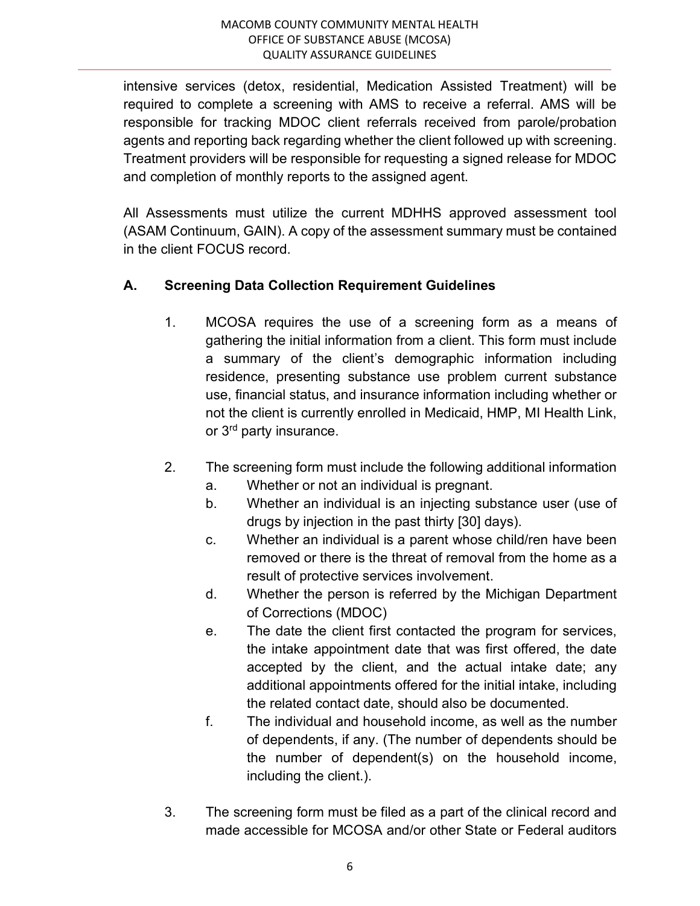intensive services (detox, residential, Medication Assisted Treatment) will be required to complete a screening with AMS to receive a referral. AMS will be responsible for tracking MDOC client referrals received from parole/probation agents and reporting back regarding whether the client followed up with screening. Treatment providers will be responsible for requesting a signed release for MDOC and completion of monthly reports to the assigned agent.

All Assessments must utilize the current MDHHS approved assessment tool (ASAM Continuum, GAIN). A copy of the assessment summary must be contained in the client FOCUS record.

## A. Screening Data Collection Requirement Guidelines

1. MCOSA requires the use of a screening form as a means of gathering the initial information from a client. This form must include a summary of the client's demographic information including residence, presenting substance use problem current substance use, financial status, and insurance information including whether or not the client is currently enrolled in Medicaid, HMP, MI Health Link, or 3rd party insurance.

2. The screening form must include the following additional information
   a. Whether or not an individual is pregnant.
   b. Whether an individual is an injecting substance user (use of drugs by injection in the past thirty [30] days).
   c. Whether an individual is a parent whose child/ren have been removed or there is the threat of removal from the home as a result of protective services involvement.
   d. Whether the person is referred by the Michigan Department of Corrections (MDOC)
   e. The date the client first contacted the program for services, the intake appointment date that was first offered, the date accepted by the client, and the actual intake date; any additional appointments offered for the initial intake, including the related contact date, should also be documented.
   f. The individual and household income, as well as the number of dependents, if any. (The number of dependents should be the number of dependent(s) on the household income, including the client.).

3. The screening form must be filed as a part of the clinical record and made accessible for MCOSA and/or other State or Federal auditors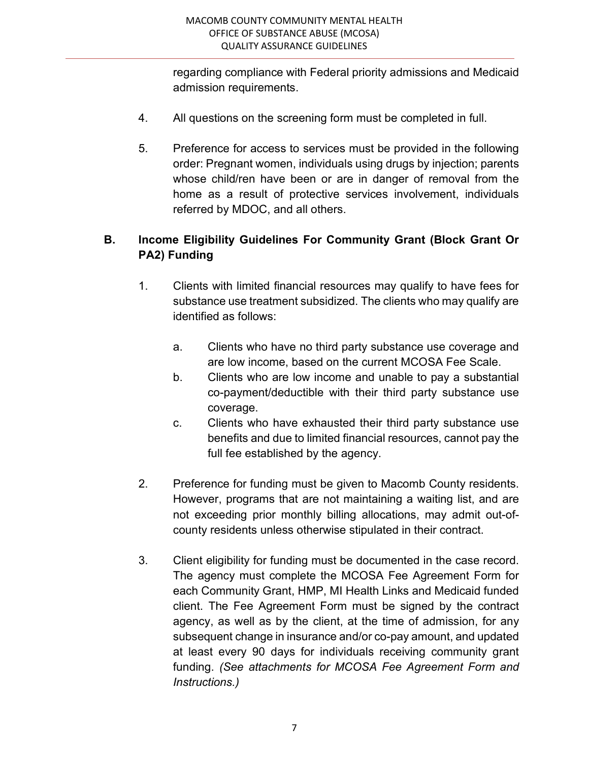regarding compliance with Federal priority admissions and Medicaid admission requirements.

4. All questions on the screening form must be completed in full.

5. Preference for access to services must be provided in the following order: Pregnant women, individuals using drugs by injection; parents whose child/ren have been or are in danger of removal from the home as a result of protective services involvement, individuals referred by MDOC, and all others.

## B. Income Eligibility Guidelines For Community Grant (Block Grant Or PA2) Funding

1. Clients with limited financial resources may qualify to have fees for substance use treatment subsidized. The clients who may qualify are identified as follows:

   a. Clients who have no third party substance use coverage and are low income, based on the current MCOSA Fee Scale.

   b. Clients who are low income and unable to pay a substantial co-payment/deductible with their third party substance use coverage.

   c. Clients who have exhausted their third party substance use benefits and due to limited financial resources, cannot pay the full fee established by the agency.

2. Preference for funding must be given to Macomb County residents. However, programs that are not maintaining a waiting list, and are not exceeding prior monthly billing allocations, may admit out-of-county residents unless otherwise stipulated in their contract.

3. Client eligibility for funding must be documented in the case record. The agency must complete the MCOSA Fee Agreement Form for each Community Grant, HMP, MI Health Links and Medicaid funded client. The Fee Agreement Form must be signed by the contract agency, as well as by the client, at the time of admission, for any subsequent change in insurance and/or co-pay amount, and updated at least every 90 days for individuals receiving community grant funding. *(See attachments for MCOSA Fee Agreement Form and Instructions.)*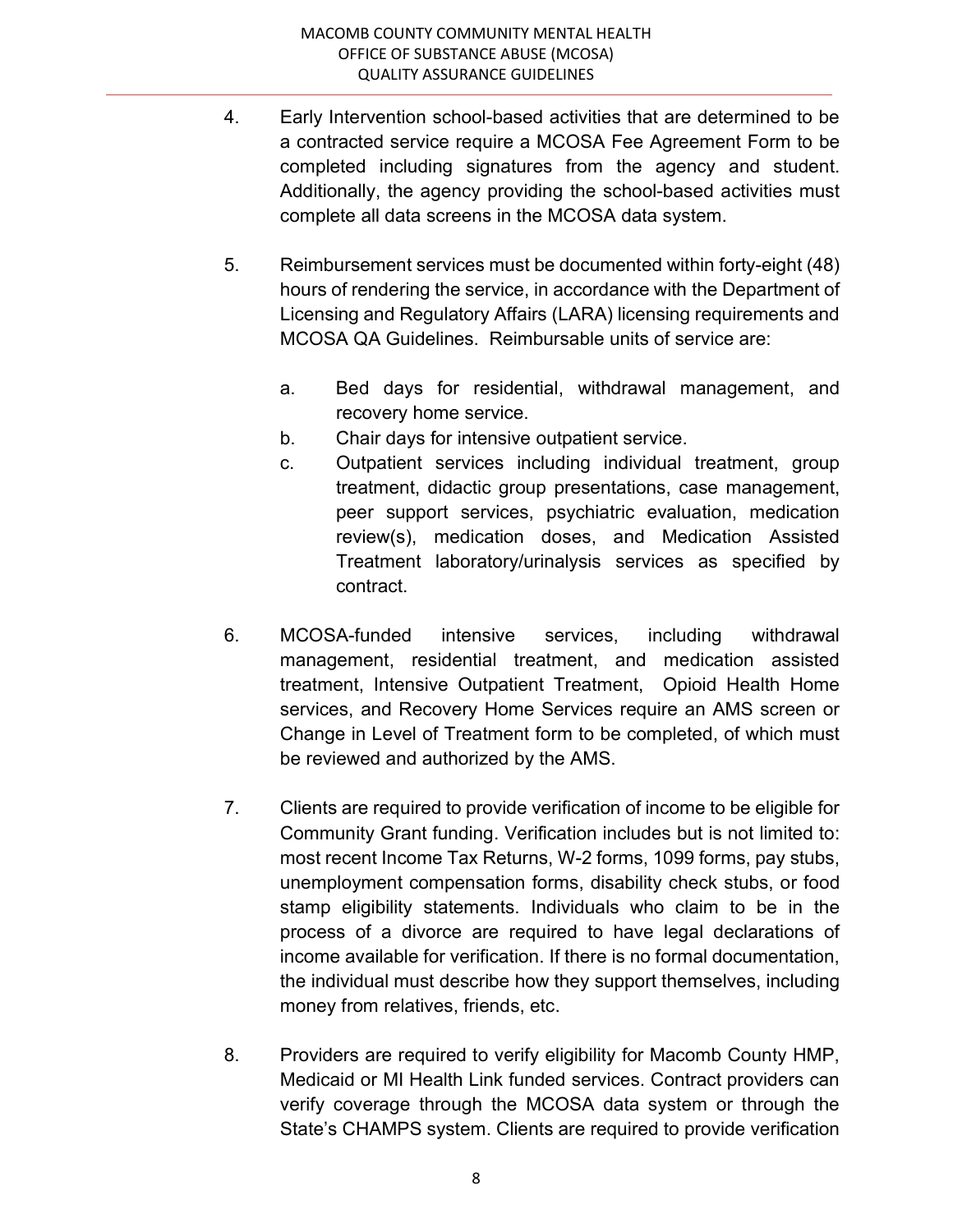4. Early Intervention school-based activities that are determined to be a contracted service require a MCOSA Fee Agreement Form to be completed including signatures from the agency and student. Additionally, the agency providing the school-based activities must complete all data screens in the MCOSA data system.

5. Reimbursement services must be documented within forty-eight (48) hours of rendering the service, in accordance with the Department of Licensing and Regulatory Affairs (LARA) licensing requirements and MCOSA QA Guidelines. Reimbursable units of service are:

   a. Bed days for residential, withdrawal management, and recovery home service.
   b. Chair days for intensive outpatient service.
   c. Outpatient services including individual treatment, group treatment, didactic group presentations, case management, peer support services, psychiatric evaluation, medication review(s), medication doses, and Medication Assisted Treatment laboratory/urinalysis services as specified by contract.

6. MCOSA-funded intensive services, including withdrawal management, residential treatment, and medication assisted treatment, Intensive Outpatient Treatment, Opioid Health Home services, and Recovery Home Services require an AMS screen or Change in Level of Treatment form to be completed, of which must be reviewed and authorized by the AMS.

7. Clients are required to provide verification of income to be eligible for Community Grant funding. Verification includes but is not limited to: most recent Income Tax Returns, W-2 forms, 1099 forms, pay stubs, unemployment compensation forms, disability check stubs, or food stamp eligibility statements. Individuals who claim to be in the process of a divorce are required to have legal declarations of income available for verification. If there is no formal documentation, the individual must describe how they support themselves, including money from relatives, friends, etc.

8. Providers are required to verify eligibility for Macomb County HMP, Medicaid or MI Health Link funded services. Contract providers can verify coverage through the MCOSA data system or through the State's CHAMPS system. Clients are required to provide verification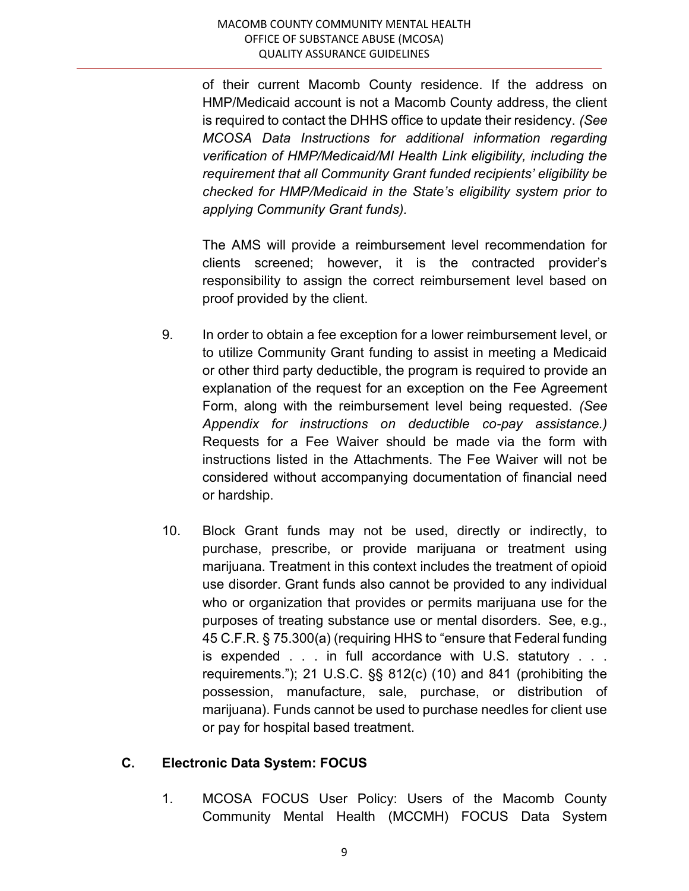of their current Macomb County residence. If the address on HMP/Medicaid account is not a Macomb County address, the client is required to contact the DHHS office to update their residency. *(See MCOSA Data Instructions for additional information regarding verification of HMP/Medicaid/MI Health Link eligibility, including the requirement that all Community Grant funded recipients' eligibility be checked for HMP/Medicaid in the State's eligibility system prior to applying Community Grant funds).*

The AMS will provide a reimbursement level recommendation for clients screened; however, it is the contracted provider's responsibility to assign the correct reimbursement level based on proof provided by the client.

9. In order to obtain a fee exception for a lower reimbursement level, or to utilize Community Grant funding to assist in meeting a Medicaid or other third party deductible, the program is required to provide an explanation of the request for an exception on the Fee Agreement Form, along with the reimbursement level being requested. *(See Appendix for instructions on deductible co-pay assistance.)* Requests for a Fee Waiver should be made via the form with instructions listed in the Attachments. The Fee Waiver will not be considered without accompanying documentation of financial need or hardship.

10. Block Grant funds may not be used, directly or indirectly, to purchase, prescribe, or provide marijuana or treatment using marijuana. Treatment in this context includes the treatment of opioid use disorder. Grant funds also cannot be provided to any individual who or organization that provides or permits marijuana use for the purposes of treating substance use or mental disorders. See, e.g., 45 C.F.R. § 75.300(a) (requiring HHS to "ensure that Federal funding is expended . . . in full accordance with U.S. statutory . . . requirements."); 21 U.S.C. §§ 812(c) (10) and 841 (prohibiting the possession, manufacture, sale, purchase, or distribution of marijuana). Funds cannot be used to purchase needles for client use or pay for hospital based treatment.

## C. Electronic Data System: FOCUS

1. MCOSA FOCUS User Policy: Users of the Macomb County Community Mental Health (MCCMH) FOCUS Data System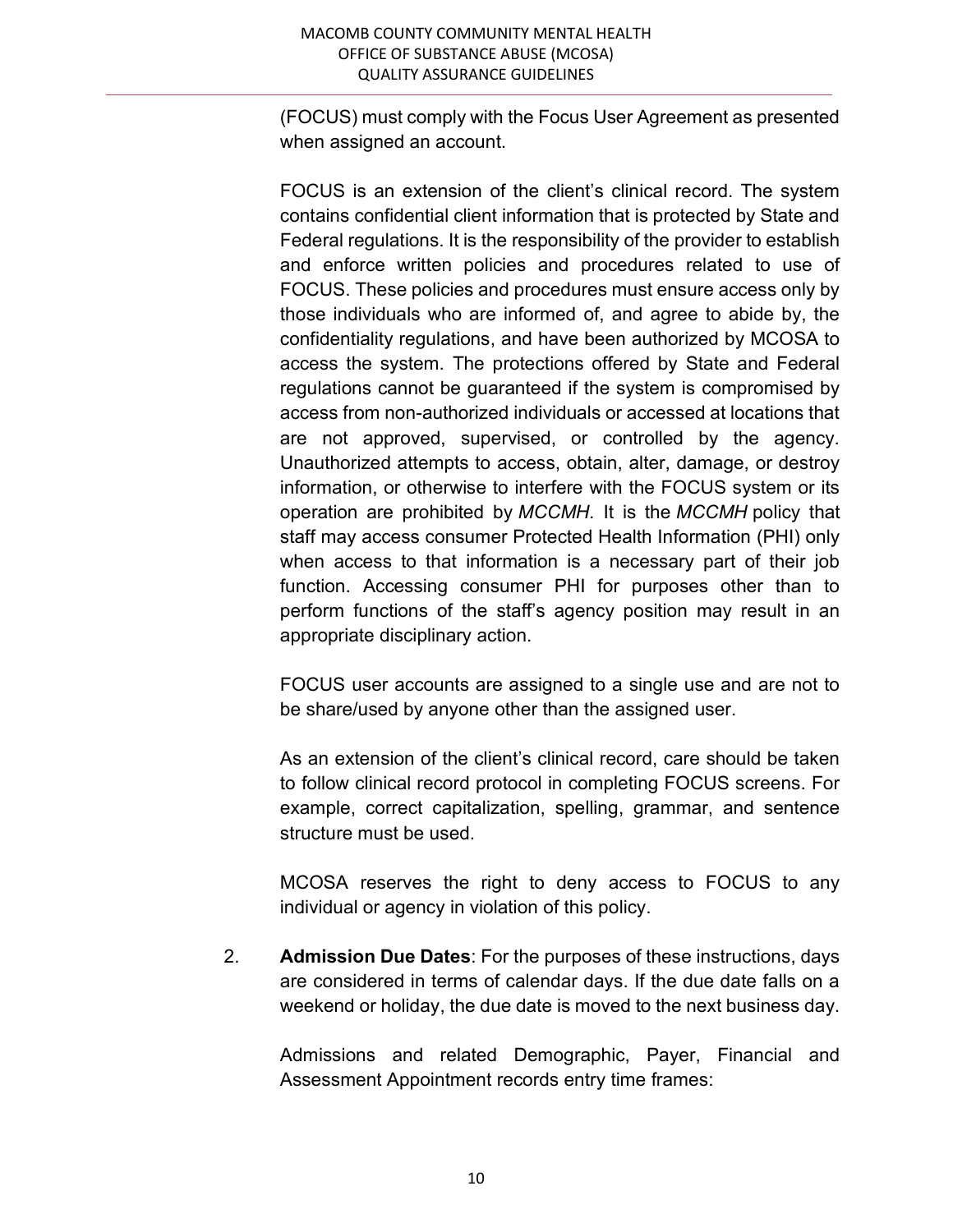(FOCUS) must comply with the Focus User Agreement as presented when assigned an account.

FOCUS is an extension of the client's clinical record. The system contains confidential client information that is protected by State and Federal regulations. It is the responsibility of the provider to establish and enforce written policies and procedures related to use of FOCUS. These policies and procedures must ensure access only by those individuals who are informed of, and agree to abide by, the confidentiality regulations, and have been authorized by MCOSA to access the system. The protections offered by State and Federal regulations cannot be guaranteed if the system is compromised by access from non-authorized individuals or accessed at locations that are not approved, supervised, or controlled by the agency. Unauthorized attempts to access, obtain, alter, damage, or destroy information, or otherwise to interfere with the FOCUS system or its operation are prohibited by *MCCMH.* It is the *MCCMH* policy that staff may access consumer Protected Health Information (PHI) only when access to that information is a necessary part of their job function. Accessing consumer PHI for purposes other than to perform functions of the staff's agency position may result in an appropriate disciplinary action.

FOCUS user accounts are assigned to a single use and are not to be share/used by anyone other than the assigned user.

As an extension of the client's clinical record, care should be taken to follow clinical record protocol in completing FOCUS screens. For example, correct capitalization, spelling, grammar, and sentence structure must be used.

MCOSA reserves the right to deny access to FOCUS to any individual or agency in violation of this policy.

2. **Admission Due Dates**: For the purposes of these instructions, days are considered in terms of calendar days. If the due date falls on a weekend or holiday, the due date is moved to the next business day.

   Admissions and related Demographic, Payer, Financial and Assessment Appointment records entry time frames: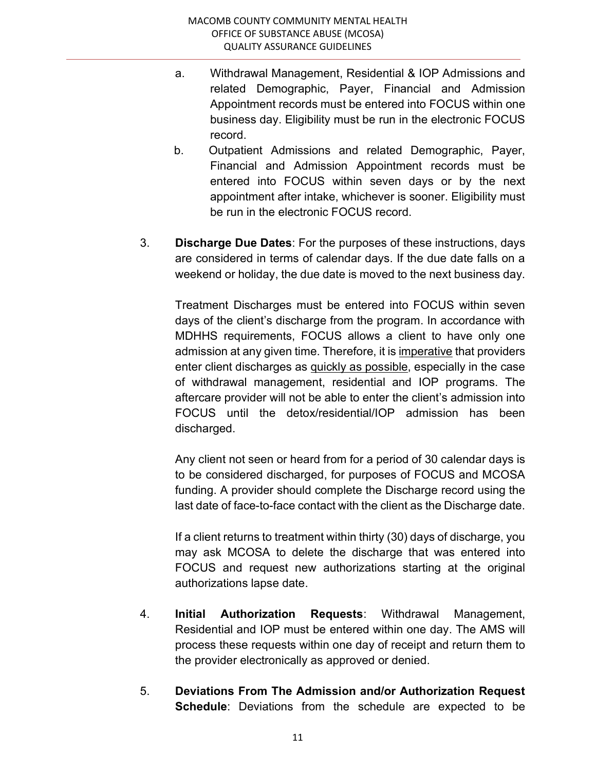a. Withdrawal Management, Residential & IOP Admissions and related Demographic, Payer, Financial and Admission Appointment records must be entered into FOCUS within one business day. Eligibility must be run in the electronic FOCUS record.

b. Outpatient Admissions and related Demographic, Payer, Financial and Admission Appointment records must be entered into FOCUS within seven days or by the next appointment after intake, whichever is sooner. Eligibility must be run in the electronic FOCUS record.

3. **Discharge Due Dates**: For the purposes of these instructions, days are considered in terms of calendar days. If the due date falls on a weekend or holiday, the due date is moved to the next business day.

   Treatment Discharges must be entered into FOCUS within seven days of the client's discharge from the program. In accordance with MDHHS requirements, FOCUS allows a client to have only one admission at any given time. Therefore, it is <u>imperative</u> that providers enter client discharges as <u>quickly as possible</u>, especially in the case of withdrawal management, residential and IOP programs. The aftercare provider will not be able to enter the client's admission into FOCUS until the detox/residential/IOP admission has been discharged.

   Any client not seen or heard from for a period of 30 calendar days is to be considered discharged, for purposes of FOCUS and MCOSA funding. A provider should complete the Discharge record using the last date of face-to-face contact with the client as the Discharge date.

   If a client returns to treatment within thirty (30) days of discharge, you may ask MCOSA to delete the discharge that was entered into FOCUS and request new authorizations starting at the original authorizations lapse date.

4. **Initial Authorization Requests**: Withdrawal Management, Residential and IOP must be entered within one day. The AMS will process these requests within one day of receipt and return them to the provider electronically as approved or denied.

5. **Deviations From The Admission and/or Authorization Request Schedule**: Deviations from the schedule are expected to be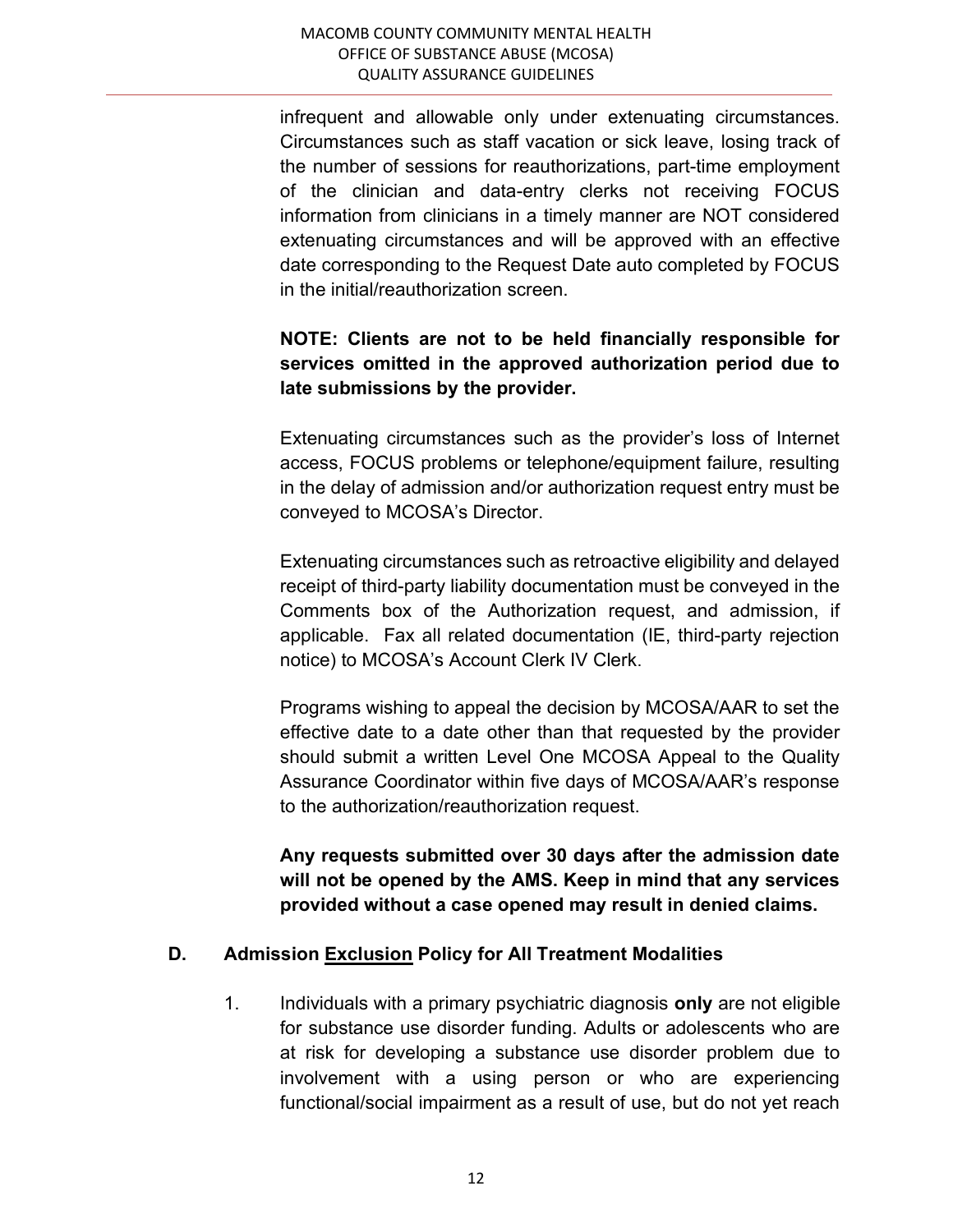infrequent and allowable only under extenuating circumstances. Circumstances such as staff vacation or sick leave, losing track of the number of sessions for reauthorizations, part-time employment of the clinician and data-entry clerks not receiving FOCUS information from clinicians in a timely manner are NOT considered extenuating circumstances and will be approved with an effective date corresponding to the Request Date auto completed by FOCUS in the initial/reauthorization screen.

**NOTE: Clients are not to be held financially responsible for services omitted in the approved authorization period due to late submissions by the provider.**

Extenuating circumstances such as the provider's loss of Internet access, FOCUS problems or telephone/equipment failure, resulting in the delay of admission and/or authorization request entry must be conveyed to MCOSA's Director.

Extenuating circumstances such as retroactive eligibility and delayed receipt of third-party liability documentation must be conveyed in the Comments box of the Authorization request, and admission, if applicable. Fax all related documentation (IE, third-party rejection notice) to MCOSA's Account Clerk IV Clerk.

Programs wishing to appeal the decision by MCOSA/AAR to set the effective date to a date other than that requested by the provider should submit a written Level One MCOSA Appeal to the Quality Assurance Coordinator within five days of MCOSA/AAR's response to the authorization/reauthorization request.

**Any requests submitted over 30 days after the admission date will not be opened by the AMS. Keep in mind that any services provided without a case opened may result in denied claims.**

## D. Admission Exclusion Policy for All Treatment Modalities

1. Individuals with a primary psychiatric diagnosis **only** are not eligible for substance use disorder funding. Adults or adolescents who are at risk for developing a substance use disorder problem due to involvement with a using person or who are experiencing functional/social impairment as a result of use, but do not yet reach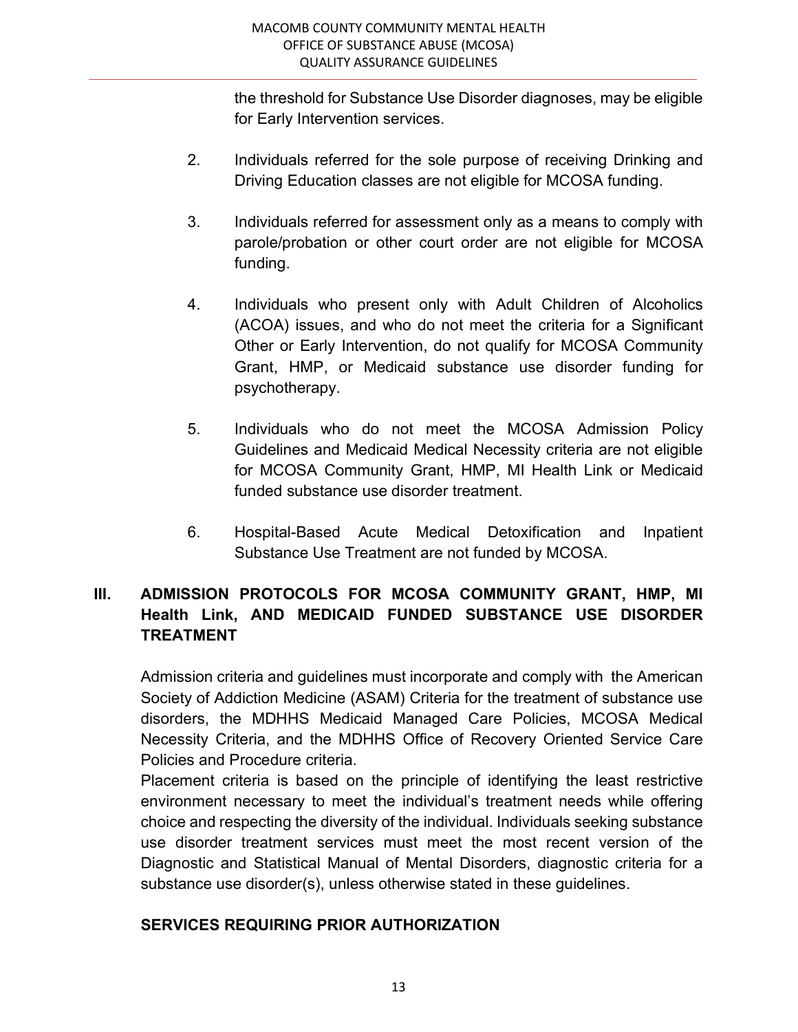the threshold for Substance Use Disorder diagnoses, may be eligible for Early Intervention services.

2. Individuals referred for the sole purpose of receiving Drinking and Driving Education classes are not eligible for MCOSA funding.

3. Individuals referred for assessment only as a means to comply with parole/probation or other court order are not eligible for MCOSA funding.

4. Individuals who present only with Adult Children of Alcoholics (ACOA) issues, and who do not meet the criteria for a Significant Other or Early Intervention, do not qualify for MCOSA Community Grant, HMP, or Medicaid substance use disorder funding for psychotherapy.

5. Individuals who do not meet the MCOSA Admission Policy Guidelines and Medicaid Medical Necessity criteria are not eligible for MCOSA Community Grant, HMP, MI Health Link or Medicaid funded substance use disorder treatment.

6. Hospital-Based Acute Medical Detoxification and Inpatient Substance Use Treatment are not funded by MCOSA.

## III. ADMISSION PROTOCOLS FOR MCOSA COMMUNITY GRANT, HMP, MI Health Link, AND MEDICAID FUNDED SUBSTANCE USE DISORDER TREATMENT

Admission criteria and guidelines must incorporate and comply with the American Society of Addiction Medicine (ASAM) Criteria for the treatment of substance use disorders, the MDHHS Medicaid Managed Care Policies, MCOSA Medical Necessity Criteria, and the MDHHS Office of Recovery Oriented Service Care Policies and Procedure criteria.

Placement criteria is based on the principle of identifying the least restrictive environment necessary to meet the individual's treatment needs while offering choice and respecting the diversity of the individual. Individuals seeking substance use disorder treatment services must meet the most recent version of the Diagnostic and Statistical Manual of Mental Disorders, diagnostic criteria for a substance use disorder(s), unless otherwise stated in these guidelines.

### SERVICES REQUIRING PRIOR AUTHORIZATION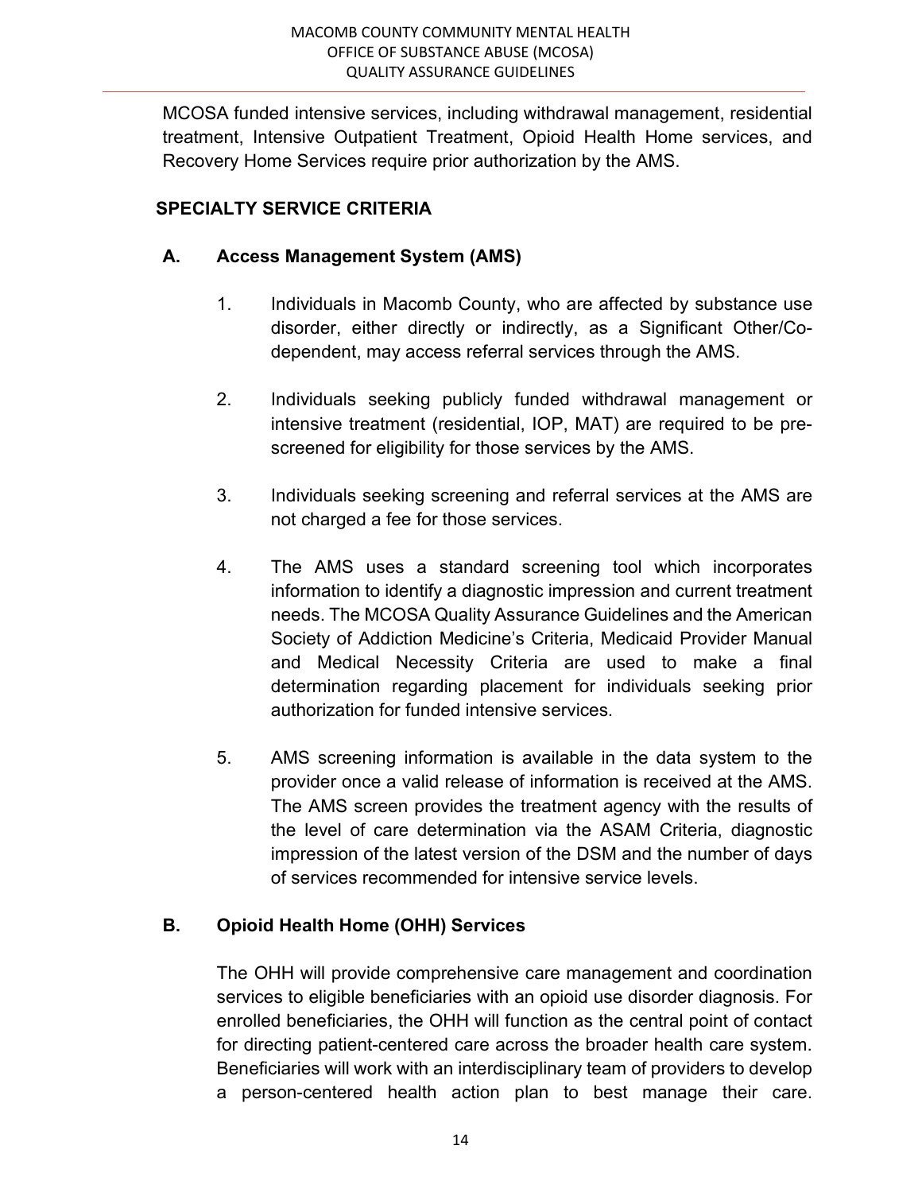MCOSA funded intensive services, including withdrawal management, residential treatment, Intensive Outpatient Treatment, Opioid Health Home services, and Recovery Home Services require prior authorization by the AMS.

## SPECIALTY SERVICE CRITERIA

### A. Access Management System (AMS)

1. Individuals in Macomb County, who are affected by substance use disorder, either directly or indirectly, as a Significant Other/Co-dependent, may access referral services through the AMS.

2. Individuals seeking publicly funded withdrawal management or intensive treatment (residential, IOP, MAT) are required to be pre-screened for eligibility for those services by the AMS.

3. Individuals seeking screening and referral services at the AMS are not charged a fee for those services.

4. The AMS uses a standard screening tool which incorporates information to identify a diagnostic impression and current treatment needs. The MCOSA Quality Assurance Guidelines and the American Society of Addiction Medicine's Criteria, Medicaid Provider Manual and Medical Necessity Criteria are used to make a final determination regarding placement for individuals seeking prior authorization for funded intensive services.

5. AMS screening information is available in the data system to the provider once a valid release of information is received at the AMS. The AMS screen provides the treatment agency with the results of the level of care determination via the ASAM Criteria, diagnostic impression of the latest version of the DSM and the number of days of services recommended for intensive service levels.

### B. Opioid Health Home (OHH) Services

The OHH will provide comprehensive care management and coordination services to eligible beneficiaries with an opioid use disorder diagnosis. For enrolled beneficiaries, the OHH will function as the central point of contact for directing patient-centered care across the broader health care system. Beneficiaries will work with an interdisciplinary team of providers to develop a person-centered health action plan to best manage their care.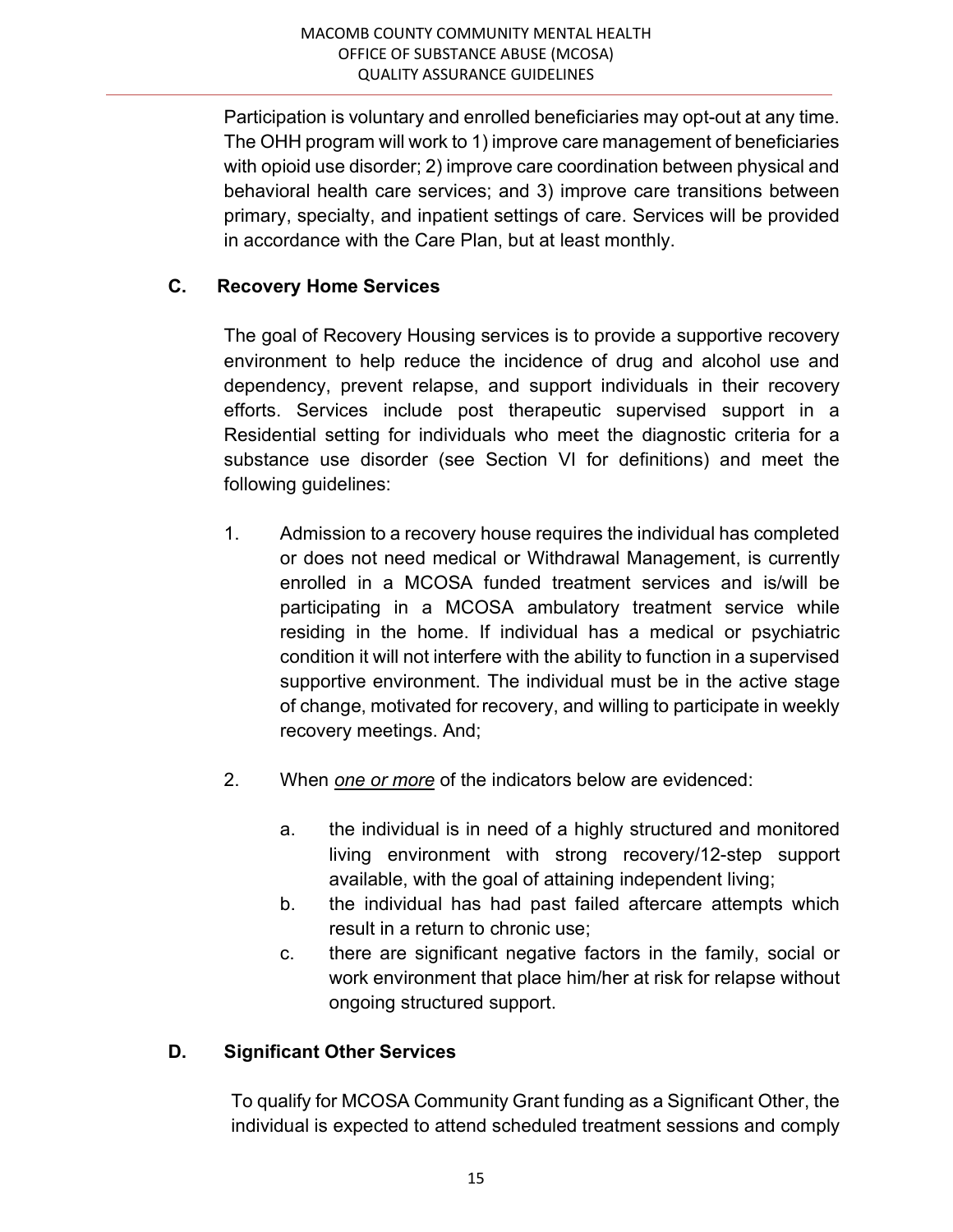Participation is voluntary and enrolled beneficiaries may opt-out at any time. The OHH program will work to 1) improve care management of beneficiaries with opioid use disorder; 2) improve care coordination between physical and behavioral health care services; and 3) improve care transitions between primary, specialty, and inpatient settings of care. Services will be provided in accordance with the Care Plan, but at least monthly.

### C. Recovery Home Services

The goal of Recovery Housing services is to provide a supportive recovery environment to help reduce the incidence of drug and alcohol use and dependency, prevent relapse, and support individuals in their recovery efforts. Services include post therapeutic supervised support in a Residential setting for individuals who meet the diagnostic criteria for a substance use disorder (see Section VI for definitions) and meet the following guidelines:

1. Admission to a recovery house requires the individual has completed or does not need medical or Withdrawal Management, is currently enrolled in a MCOSA funded treatment services and is/will be participating in a MCOSA ambulatory treatment service while residing in the home. If individual has a medical or psychiatric condition it will not interfere with the ability to function in a supervised supportive environment. The individual must be in the active stage of change, motivated for recovery, and willing to participate in weekly recovery meetings. And;

2. When *one or more* of the indicators below are evidenced:

   a. the individual is in need of a highly structured and monitored living environment with strong recovery/12-step support available, with the goal of attaining independent living;
   b. the individual has had past failed aftercare attempts which result in a return to chronic use;
   c. there are significant negative factors in the family, social or work environment that place him/her at risk for relapse without ongoing structured support.

### D. Significant Other Services

To qualify for MCOSA Community Grant funding as a Significant Other, the individual is expected to attend scheduled treatment sessions and comply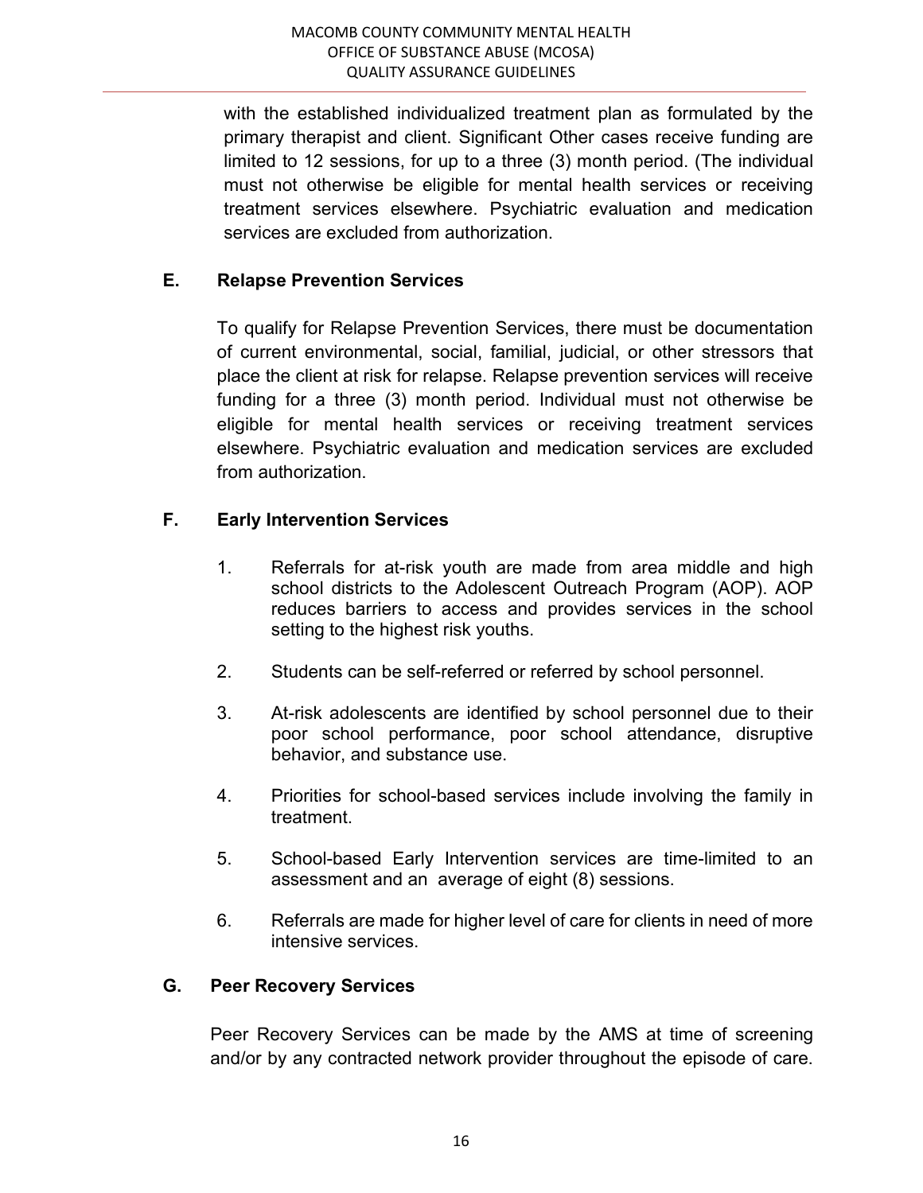with the established individualized treatment plan as formulated by the primary therapist and client. Significant Other cases receive funding are limited to 12 sessions, for up to a three (3) month period. (The individual must not otherwise be eligible for mental health services or receiving treatment services elsewhere. Psychiatric evaluation and medication services are excluded from authorization.

### E. Relapse Prevention Services

To qualify for Relapse Prevention Services, there must be documentation of current environmental, social, familial, judicial, or other stressors that place the client at risk for relapse. Relapse prevention services will receive funding for a three (3) month period. Individual must not otherwise be eligible for mental health services or receiving treatment services elsewhere. Psychiatric evaluation and medication services are excluded from authorization.

### F. Early Intervention Services

1. Referrals for at-risk youth are made from area middle and high school districts to the Adolescent Outreach Program (AOP). AOP reduces barriers to access and provides services in the school setting to the highest risk youths.
2. Students can be self-referred or referred by school personnel.
3. At-risk adolescents are identified by school personnel due to their poor school performance, poor school attendance, disruptive behavior, and substance use.
4. Priorities for school-based services include involving the family in treatment.
5. School-based Early Intervention services are time-limited to an assessment and an average of eight (8) sessions.
6. Referrals are made for higher level of care for clients in need of more intensive services.

### G. Peer Recovery Services

Peer Recovery Services can be made by the AMS at time of screening and/or by any contracted network provider throughout the episode of care.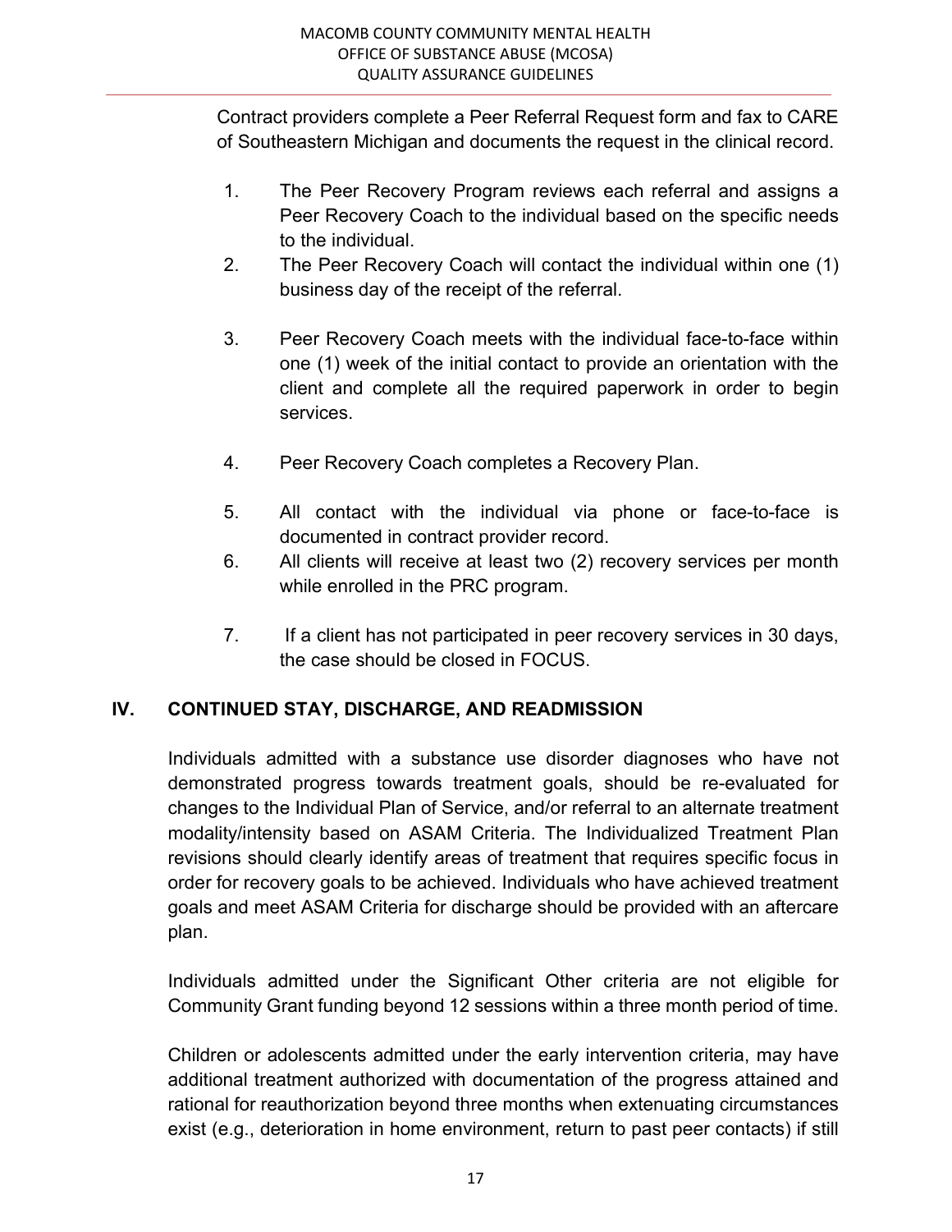Contract providers complete a Peer Referral Request form and fax to CARE of Southeastern Michigan and documents the request in the clinical record.

1. The Peer Recovery Program reviews each referral and assigns a Peer Recovery Coach to the individual based on the specific needs to the individual.
2. The Peer Recovery Coach will contact the individual within one (1) business day of the receipt of the referral.
3. Peer Recovery Coach meets with the individual face-to-face within one (1) week of the initial contact to provide an orientation with the client and complete all the required paperwork in order to begin services.
4. Peer Recovery Coach completes a Recovery Plan.
5. All contact with the individual via phone or face-to-face is documented in contract provider record.
6. All clients will receive at least two (2) recovery services per month while enrolled in the PRC program.
7. If a client has not participated in peer recovery services in 30 days, the case should be closed in FOCUS.

## IV. CONTINUED STAY, DISCHARGE, AND READMISSION

Individuals admitted with a substance use disorder diagnoses who have not demonstrated progress towards treatment goals, should be re-evaluated for changes to the Individual Plan of Service, and/or referral to an alternate treatment modality/intensity based on ASAM Criteria. The Individualized Treatment Plan revisions should clearly identify areas of treatment that requires specific focus in order for recovery goals to be achieved. Individuals who have achieved treatment goals and meet ASAM Criteria for discharge should be provided with an aftercare plan.

Individuals admitted under the Significant Other criteria are not eligible for Community Grant funding beyond 12 sessions within a three month period of time.

Children or adolescents admitted under the early intervention criteria, may have additional treatment authorized with documentation of the progress attained and rational for reauthorization beyond three months when extenuating circumstances exist (e.g., deterioration in home environment, return to past peer contacts) if still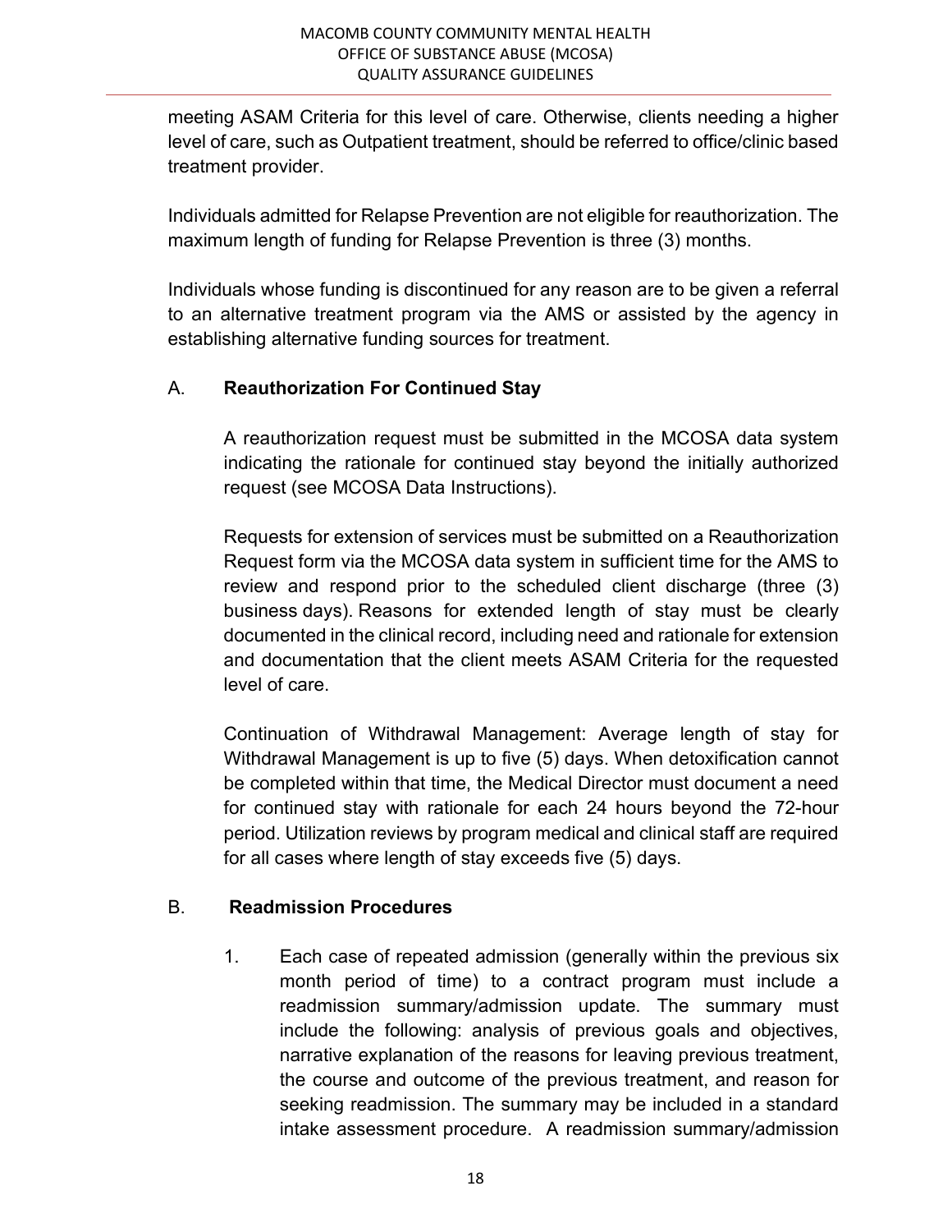meeting ASAM Criteria for this level of care. Otherwise, clients needing a higher level of care, such as Outpatient treatment, should be referred to office/clinic based treatment provider.

Individuals admitted for Relapse Prevention are not eligible for reauthorization. The maximum length of funding for Relapse Prevention is three (3) months.

Individuals whose funding is discontinued for any reason are to be given a referral to an alternative treatment program via the AMS or assisted by the agency in establishing alternative funding sources for treatment.

### A. Reauthorization For Continued Stay

A reauthorization request must be submitted in the MCOSA data system indicating the rationale for continued stay beyond the initially authorized request (see MCOSA Data Instructions).

Requests for extension of services must be submitted on a Reauthorization Request form via the MCOSA data system in sufficient time for the AMS to review and respond prior to the scheduled client discharge (three (3) business days). Reasons for extended length of stay must be clearly documented in the clinical record, including need and rationale for extension and documentation that the client meets ASAM Criteria for the requested level of care.

Continuation of Withdrawal Management: Average length of stay for Withdrawal Management is up to five (5) days. When detoxification cannot be completed within that time, the Medical Director must document a need for continued stay with rationale for each 24 hours beyond the 72-hour period. Utilization reviews by program medical and clinical staff are required for all cases where length of stay exceeds five (5) days.

### B. Readmission Procedures

1. Each case of repeated admission (generally within the previous six month period of time) to a contract program must include a readmission summary/admission update. The summary must include the following: analysis of previous goals and objectives, narrative explanation of the reasons for leaving previous treatment, the course and outcome of the previous treatment, and reason for seeking readmission. The summary may be included in a standard intake assessment procedure. A readmission summary/admission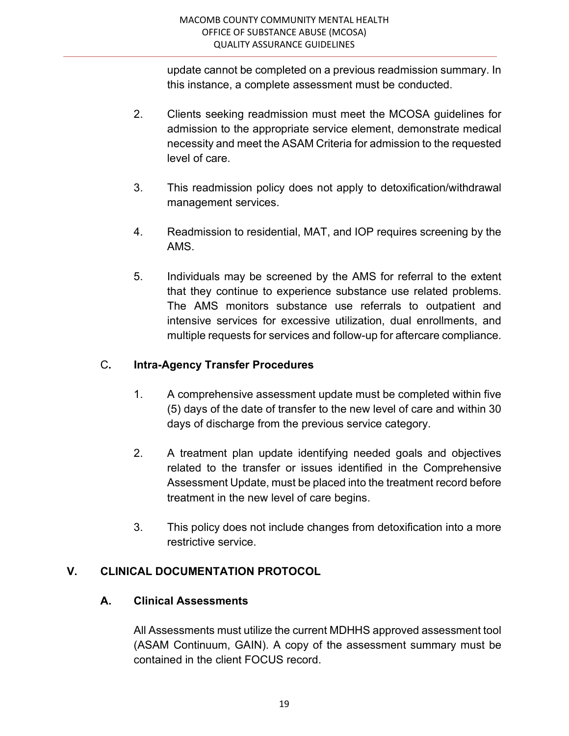update cannot be completed on a previous readmission summary. In this instance, a complete assessment must be conducted.

2. Clients seeking readmission must meet the MCOSA guidelines for admission to the appropriate service element, demonstrate medical necessity and meet the ASAM Criteria for admission to the requested level of care.

3. This readmission policy does not apply to detoxification/withdrawal management services.

4. Readmission to residential, MAT, and IOP requires screening by the AMS.

5. Individuals may be screened by the AMS for referral to the extent that they continue to experience substance use related problems. The AMS monitors substance use referrals to outpatient and intensive services for excessive utilization, dual enrollments, and multiple requests for services and follow-up for aftercare compliance.

### C. Intra-Agency Transfer Procedures

1. A comprehensive assessment update must be completed within five (5) days of the date of transfer to the new level of care and within 30 days of discharge from the previous service category.

2. A treatment plan update identifying needed goals and objectives related to the transfer or issues identified in the Comprehensive Assessment Update, must be placed into the treatment record before treatment in the new level of care begins.

3. This policy does not include changes from detoxification into a more restrictive service.

## V. CLINICAL DOCUMENTATION PROTOCOL

### A. Clinical Assessments

All Assessments must utilize the current MDHHS approved assessment tool (ASAM Continuum, GAIN). A copy of the assessment summary must be contained in the client FOCUS record.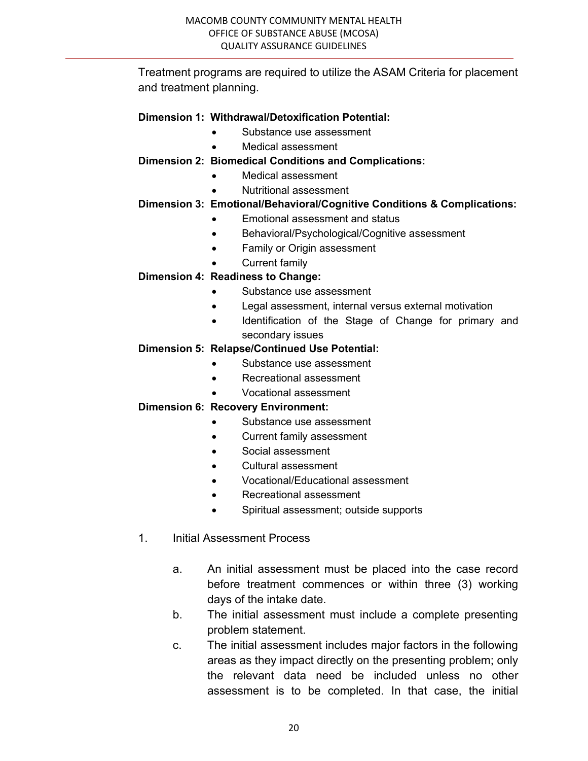Treatment programs are required to utilize the ASAM Criteria for placement and treatment planning.

**Dimension 1: Withdrawal/Detoxification Potential:**

- Substance use assessment
- Medical assessment

**Dimension 2: Biomedical Conditions and Complications:**

- Medical assessment
- Nutritional assessment

**Dimension 3: Emotional/Behavioral/Cognitive Conditions & Complications:**

- Emotional assessment and status
- Behavioral/Psychological/Cognitive assessment
- Family or Origin assessment
- Current family

**Dimension 4: Readiness to Change:**

- Substance use assessment
- Legal assessment, internal versus external motivation
- Identification of the Stage of Change for primary and secondary issues

**Dimension 5: Relapse/Continued Use Potential:**

- Substance use assessment
- Recreational assessment
- Vocational assessment

**Dimension 6: Recovery Environment:**

- Substance use assessment
- Current family assessment
- Social assessment
- Cultural assessment
- Vocational/Educational assessment
- Recreational assessment
- Spiritual assessment; outside supports

1. Initial Assessment Process

   a. An initial assessment must be placed into the case record before treatment commences or within three (3) working days of the intake date.

   b. The initial assessment must include a complete presenting problem statement.

   c. The initial assessment includes major factors in the following areas as they impact directly on the presenting problem; only the relevant data need be included unless no other assessment is to be completed. In that case, the initial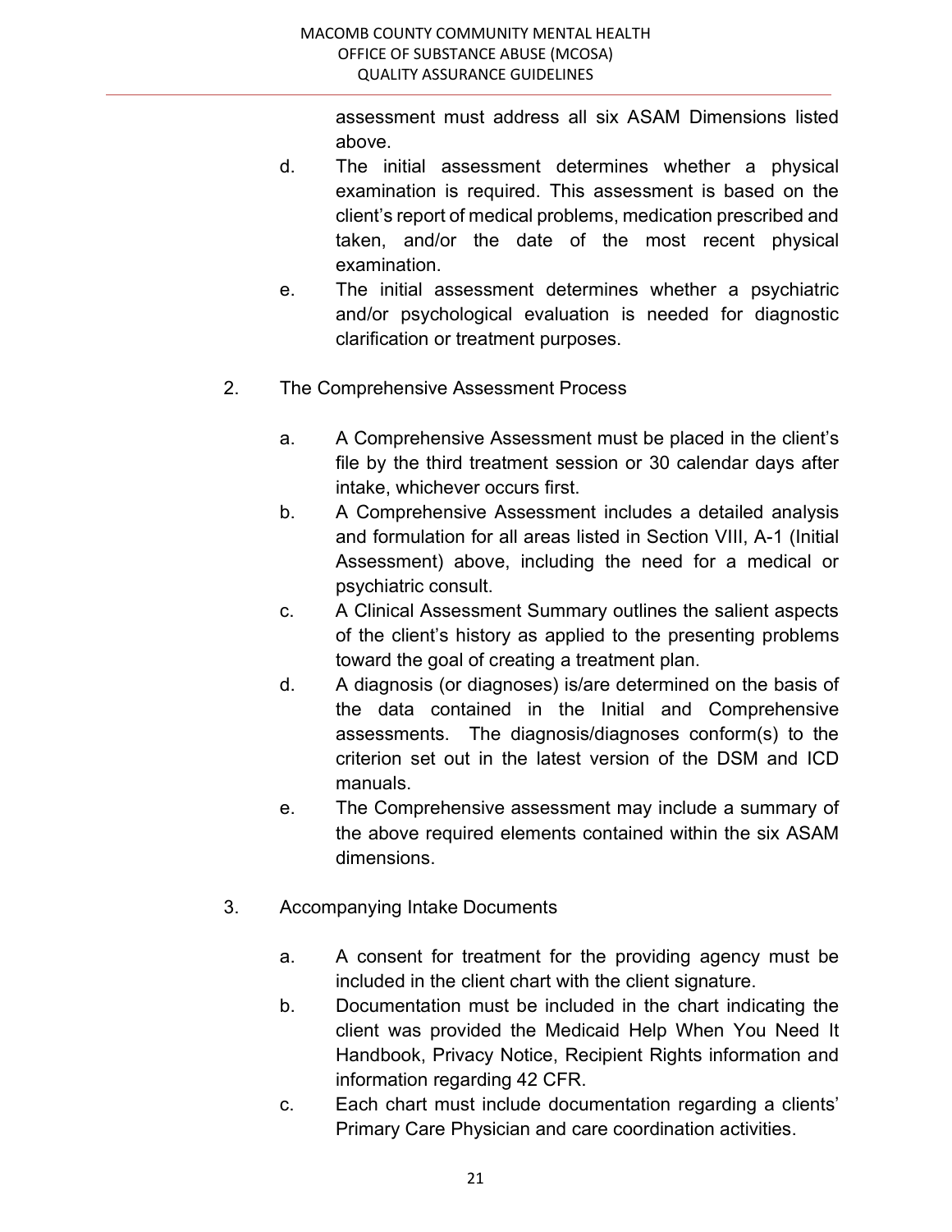assessment must address all six ASAM Dimensions listed above.

d. The initial assessment determines whether a physical examination is required. This assessment is based on the client's report of medical problems, medication prescribed and taken, and/or the date of the most recent physical examination.

e. The initial assessment determines whether a psychiatric and/or psychological evaluation is needed for diagnostic clarification or treatment purposes.

2. The Comprehensive Assessment Process

   a. A Comprehensive Assessment must be placed in the client's file by the third treatment session or 30 calendar days after intake, whichever occurs first.

   b. A Comprehensive Assessment includes a detailed analysis and formulation for all areas listed in Section VIII, A-1 (Initial Assessment) above, including the need for a medical or psychiatric consult.

   c. A Clinical Assessment Summary outlines the salient aspects of the client's history as applied to the presenting problems toward the goal of creating a treatment plan.

   d. A diagnosis (or diagnoses) is/are determined on the basis of the data contained in the Initial and Comprehensive assessments. The diagnosis/diagnoses conform(s) to the criterion set out in the latest version of the DSM and ICD manuals.

   e. The Comprehensive assessment may include a summary of the above required elements contained within the six ASAM dimensions.

3. Accompanying Intake Documents

   a. A consent for treatment for the providing agency must be included in the client chart with the client signature.

   b. Documentation must be included in the chart indicating the client was provided the Medicaid Help When You Need It Handbook, Privacy Notice, Recipient Rights information and information regarding 42 CFR.

   c. Each chart must include documentation regarding a clients' Primary Care Physician and care coordination activities.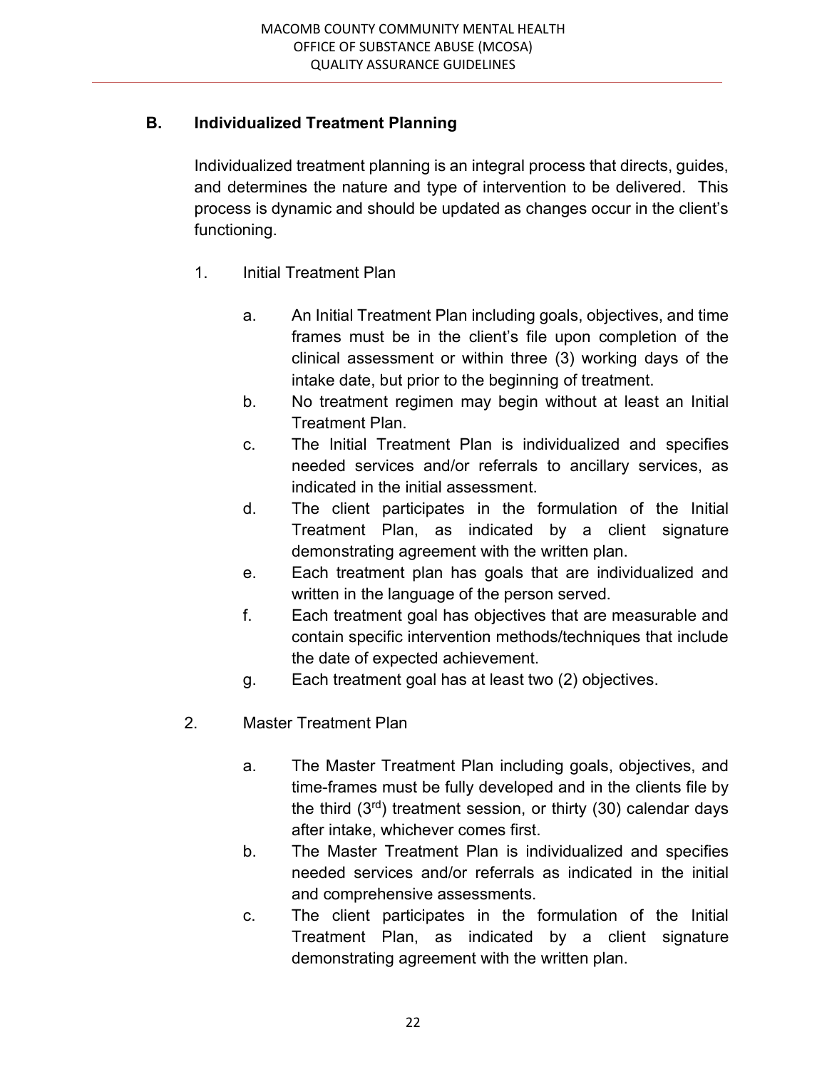## B. Individualized Treatment Planning

Individualized treatment planning is an integral process that directs, guides, and determines the nature and type of intervention to be delivered. This process is dynamic and should be updated as changes occur in the client's functioning.

1. Initial Treatment Plan

   a. An Initial Treatment Plan including goals, objectives, and time frames must be in the client's file upon completion of the clinical assessment or within three (3) working days of the intake date, but prior to the beginning of treatment.
   b. No treatment regimen may begin without at least an Initial Treatment Plan.
   c. The Initial Treatment Plan is individualized and specifies needed services and/or referrals to ancillary services, as indicated in the initial assessment.
   d. The client participates in the formulation of the Initial Treatment Plan, as indicated by a client signature demonstrating agreement with the written plan.
   e. Each treatment plan has goals that are individualized and written in the language of the person served.
   f. Each treatment goal has objectives that are measurable and contain specific intervention methods/techniques that include the date of expected achievement.
   g. Each treatment goal has at least two (2) objectives.

2. Master Treatment Plan

   a. The Master Treatment Plan including goals, objectives, and time-frames must be fully developed and in the clients file by the third (3rd) treatment session, or thirty (30) calendar days after intake, whichever comes first.
   b. The Master Treatment Plan is individualized and specifies needed services and/or referrals as indicated in the initial and comprehensive assessments.
   c. The client participates in the formulation of the Initial Treatment Plan, as indicated by a client signature demonstrating agreement with the written plan.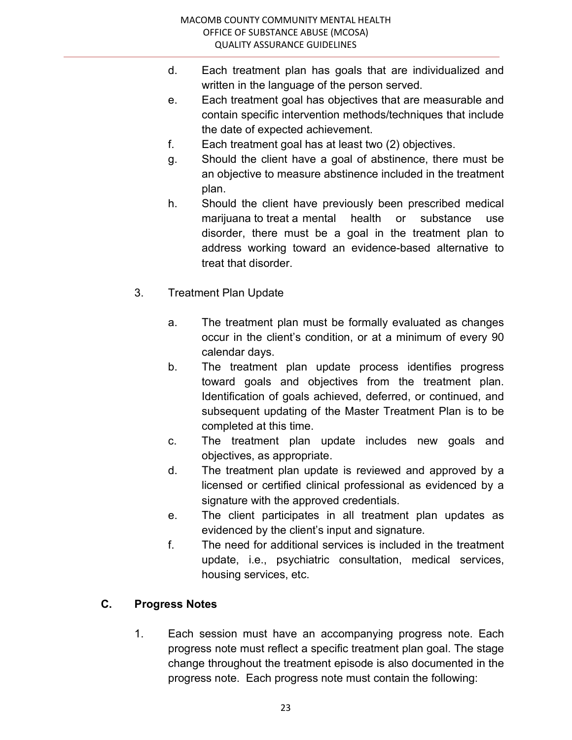d. Each treatment plan has goals that are individualized and written in the language of the person served.

e. Each treatment goal has objectives that are measurable and contain specific intervention methods/techniques that include the date of expected achievement.

f. Each treatment goal has at least two (2) objectives.

g. Should the client have a goal of abstinence, there must be an objective to measure abstinence included in the treatment plan.

h. Should the client have previously been prescribed medical marijuana to treat a mental health or substance use disorder, there must be a goal in the treatment plan to address working toward an evidence-based alternative to treat that disorder.

3. Treatment Plan Update

   a. The treatment plan must be formally evaluated as changes occur in the client's condition, or at a minimum of every 90 calendar days.

   b. The treatment plan update process identifies progress toward goals and objectives from the treatment plan. Identification of goals achieved, deferred, or continued, and subsequent updating of the Master Treatment Plan is to be completed at this time.

   c. The treatment plan update includes new goals and objectives, as appropriate.

   d. The treatment plan update is reviewed and approved by a licensed or certified clinical professional as evidenced by a signature with the approved credentials.

   e. The client participates in all treatment plan updates as evidenced by the client's input and signature.

   f. The need for additional services is included in the treatment update, i.e., psychiatric consultation, medical services, housing services, etc.

## C. Progress Notes

1. Each session must have an accompanying progress note. Each progress note must reflect a specific treatment plan goal. The stage change throughout the treatment episode is also documented in the progress note. Each progress note must contain the following: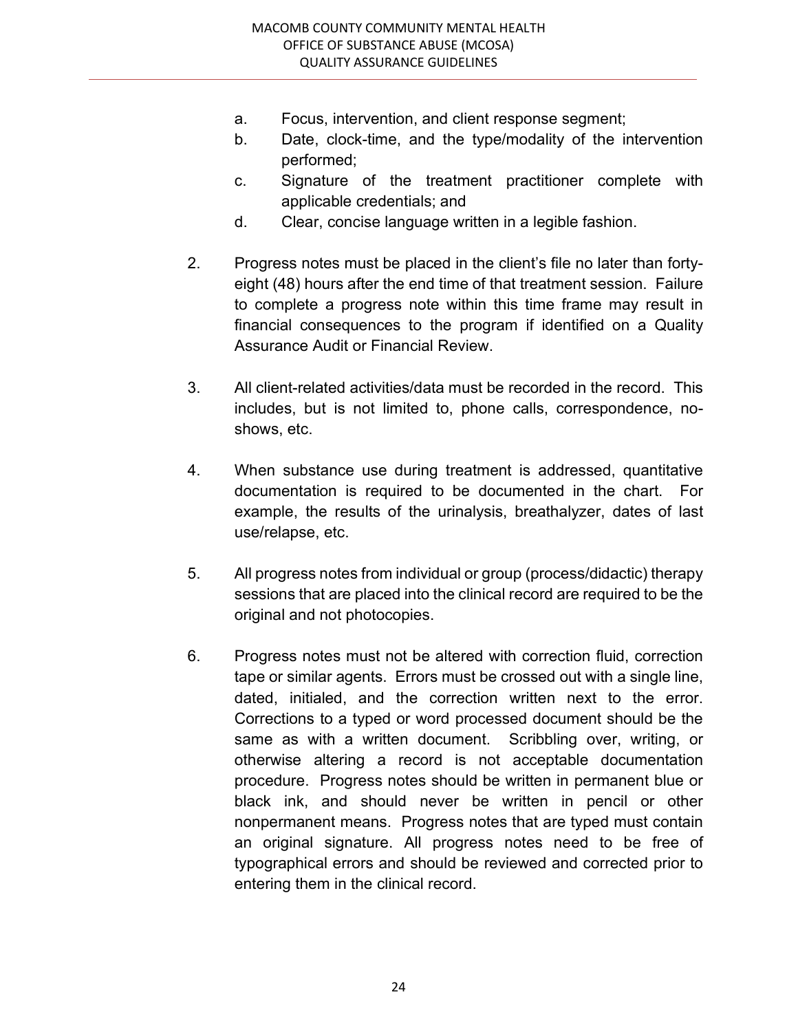a. Focus, intervention, and client response segment;
b. Date, clock-time, and the type/modality of the intervention performed;
c. Signature of the treatment practitioner complete with applicable credentials; and
d. Clear, concise language written in a legible fashion.

2. Progress notes must be placed in the client's file no later than forty-eight (48) hours after the end time of that treatment session. Failure to complete a progress note within this time frame may result in financial consequences to the program if identified on a Quality Assurance Audit or Financial Review.

3. All client-related activities/data must be recorded in the record. This includes, but is not limited to, phone calls, correspondence, no-shows, etc.

4. When substance use during treatment is addressed, quantitative documentation is required to be documented in the chart. For example, the results of the urinalysis, breathalyzer, dates of last use/relapse, etc.

5. All progress notes from individual or group (process/didactic) therapy sessions that are placed into the clinical record are required to be the original and not photocopies.

6. Progress notes must not be altered with correction fluid, correction tape or similar agents. Errors must be crossed out with a single line, dated, initialed, and the correction written next to the error. Corrections to a typed or word processed document should be the same as with a written document. Scribbling over, writing, or otherwise altering a record is not acceptable documentation procedure. Progress notes should be written in permanent blue or black ink, and should never be written in pencil or other nonpermanent means. Progress notes that are typed must contain an original signature. All progress notes need to be free of typographical errors and should be reviewed and corrected prior to entering them in the clinical record.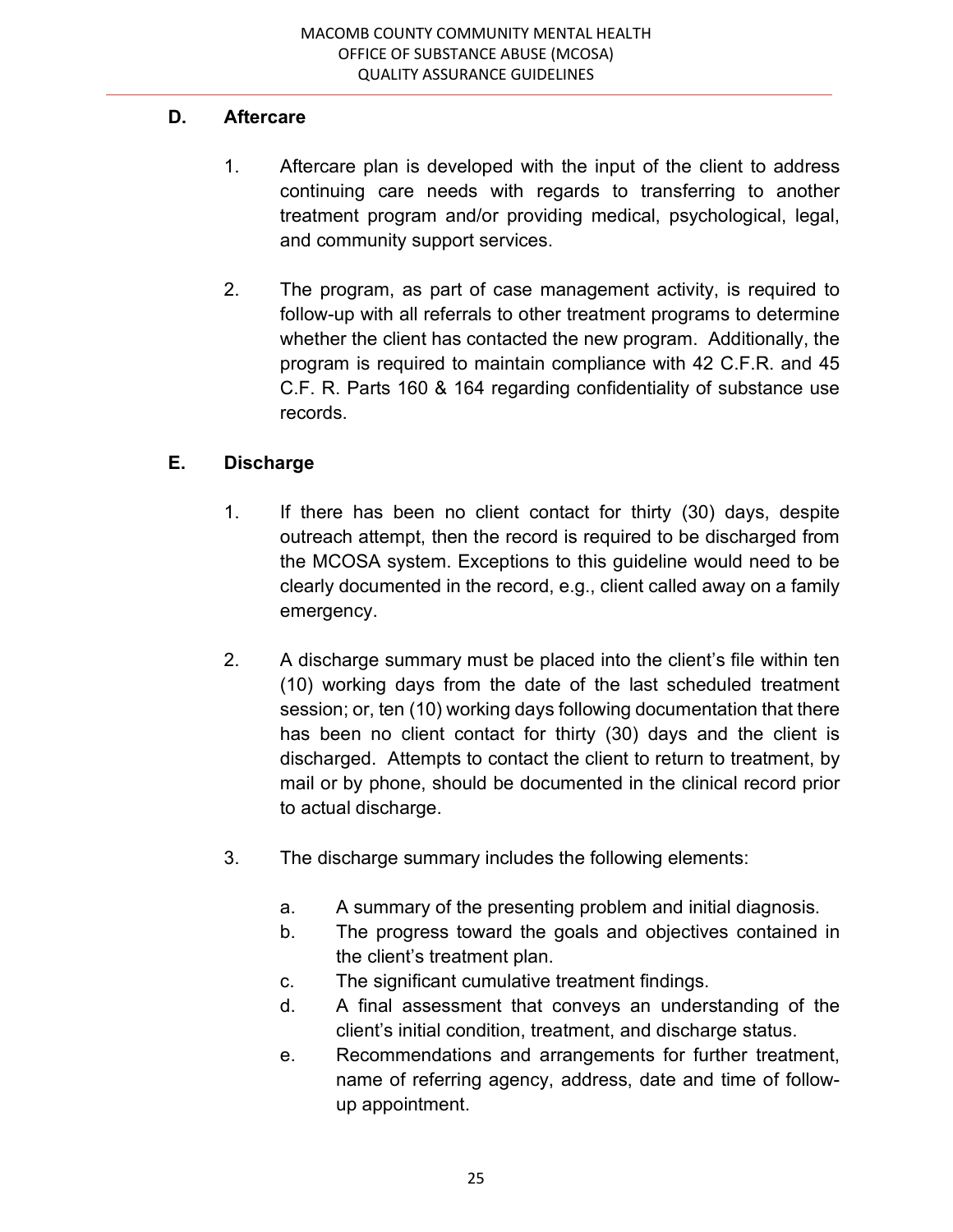## D. Aftercare

1. Aftercare plan is developed with the input of the client to address continuing care needs with regards to transferring to another treatment program and/or providing medical, psychological, legal, and community support services.

2. The program, as part of case management activity, is required to follow-up with all referrals to other treatment programs to determine whether the client has contacted the new program. Additionally, the program is required to maintain compliance with 42 C.F.R. and 45 C.F. R. Parts 160 & 164 regarding confidentiality of substance use records.

## E. Discharge

1. If there has been no client contact for thirty (30) days, despite outreach attempt, then the record is required to be discharged from the MCOSA system. Exceptions to this guideline would need to be clearly documented in the record, e.g., client called away on a family emergency.

2. A discharge summary must be placed into the client's file within ten (10) working days from the date of the last scheduled treatment session; or, ten (10) working days following documentation that there has been no client contact for thirty (30) days and the client is discharged. Attempts to contact the client to return to treatment, by mail or by phone, should be documented in the clinical record prior to actual discharge.

3. The discharge summary includes the following elements:

   a. A summary of the presenting problem and initial diagnosis.
   b. The progress toward the goals and objectives contained in the client's treatment plan.
   c. The significant cumulative treatment findings.
   d. A final assessment that conveys an understanding of the client's initial condition, treatment, and discharge status.
   e. Recommendations and arrangements for further treatment, name of referring agency, address, date and time of follow-up appointment.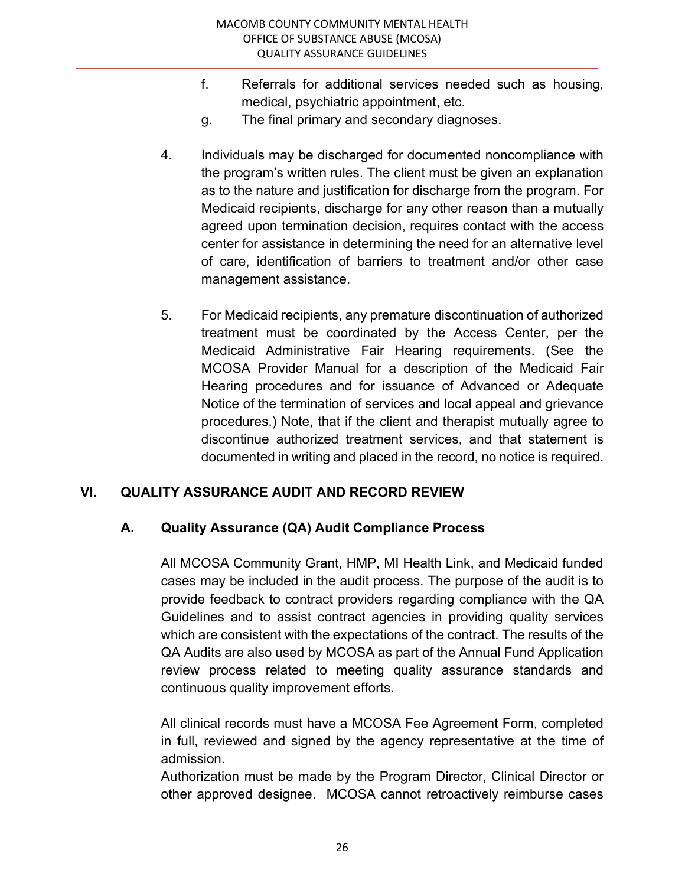f. Referrals for additional services needed such as housing, medical, psychiatric appointment, etc.

g. The final primary and secondary diagnoses.

4. Individuals may be discharged for documented noncompliance with the program's written rules. The client must be given an explanation as to the nature and justification for discharge from the program. For Medicaid recipients, discharge for any other reason than a mutually agreed upon termination decision, requires contact with the access center for assistance in determining the need for an alternative level of care, identification of barriers to treatment and/or other case management assistance.

5. For Medicaid recipients, any premature discontinuation of authorized treatment must be coordinated by the Access Center, per the Medicaid Administrative Fair Hearing requirements. (See the MCOSA Provider Manual for a description of the Medicaid Fair Hearing procedures and for issuance of Advanced or Adequate Notice of the termination of services and local appeal and grievance procedures.) Note, that if the client and therapist mutually agree to discontinue authorized treatment services, and that statement is documented in writing and placed in the record, no notice is required.

## VI. QUALITY ASSURANCE AUDIT AND RECORD REVIEW

### A. Quality Assurance (QA) Audit Compliance Process

All MCOSA Community Grant, HMP, MI Health Link, and Medicaid funded cases may be included in the audit process. The purpose of the audit is to provide feedback to contract providers regarding compliance with the QA Guidelines and to assist contract agencies in providing quality services which are consistent with the expectations of the contract. The results of the QA Audits are also used by MCOSA as part of the Annual Fund Application review process related to meeting quality assurance standards and continuous quality improvement efforts.

All clinical records must have a MCOSA Fee Agreement Form, completed in full, reviewed and signed by the agency representative at the time of admission.

Authorization must be made by the Program Director, Clinical Director or other approved designee. MCOSA cannot retroactively reimburse cases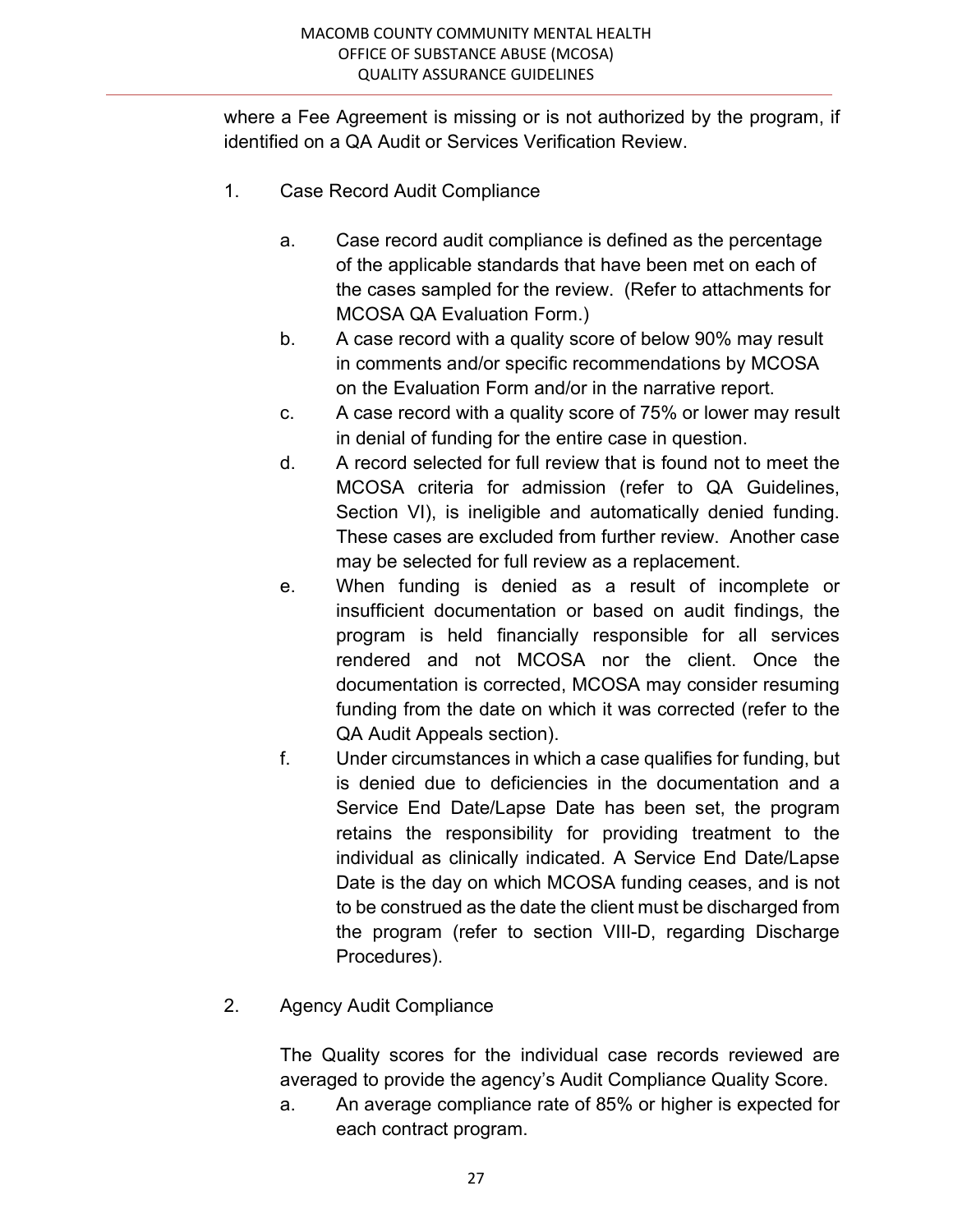where a Fee Agreement is missing or is not authorized by the program, if identified on a QA Audit or Services Verification Review.

1. Case Record Audit Compliance

    a. Case record audit compliance is defined as the percentage of the applicable standards that have been met on each of the cases sampled for the review. (Refer to attachments for MCOSA QA Evaluation Form.)
    b. A case record with a quality score of below 90% may result in comments and/or specific recommendations by MCOSA on the Evaluation Form and/or in the narrative report.
    c. A case record with a quality score of 75% or lower may result in denial of funding for the entire case in question.
    d. A record selected for full review that is found not to meet the MCOSA criteria for admission (refer to QA Guidelines, Section VI), is ineligible and automatically denied funding. These cases are excluded from further review. Another case may be selected for full review as a replacement.
    e. When funding is denied as a result of incomplete or insufficient documentation or based on audit findings, the program is held financially responsible for all services rendered and not MCOSA nor the client. Once the documentation is corrected, MCOSA may consider resuming funding from the date on which it was corrected (refer to the QA Audit Appeals section).
    f. Under circumstances in which a case qualifies for funding, but is denied due to deficiencies in the documentation and a Service End Date/Lapse Date has been set, the program retains the responsibility for providing treatment to the individual as clinically indicated. A Service End Date/Lapse Date is the day on which MCOSA funding ceases, and is not to be construed as the date the client must be discharged from the program (refer to section VIII-D, regarding Discharge Procedures).

2. Agency Audit Compliance

    The Quality scores for the individual case records reviewed are averaged to provide the agency's Audit Compliance Quality Score.

    a. An average compliance rate of 85% or higher is expected for each contract program.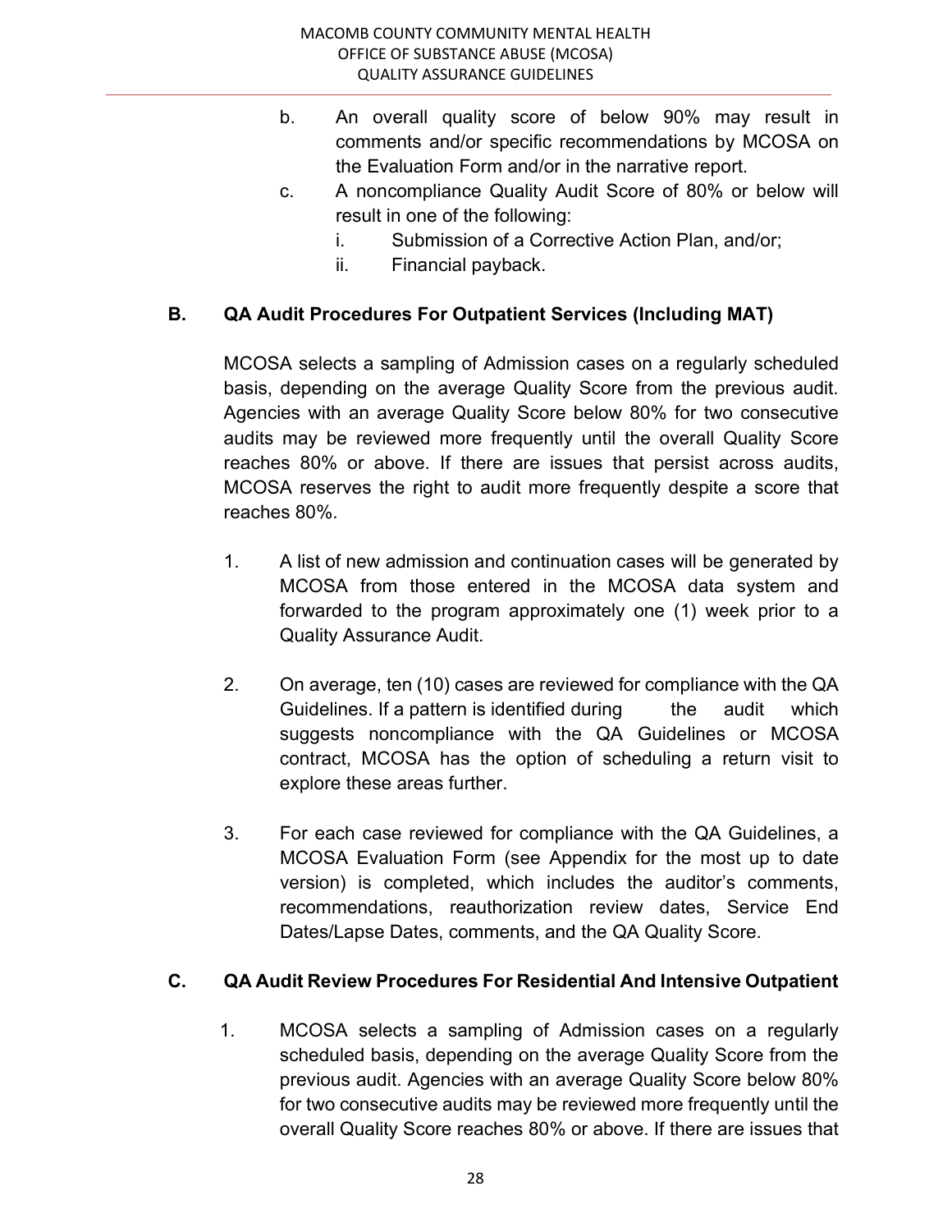b. An overall quality score of below 90% may result in comments and/or specific recommendations by MCOSA on the Evaluation Form and/or in the narrative report.

c. A noncompliance Quality Audit Score of 80% or below will result in one of the following:

   i. Submission of a Corrective Action Plan, and/or;

   ii. Financial payback.

## B. QA Audit Procedures For Outpatient Services (Including MAT)

MCOSA selects a sampling of Admission cases on a regularly scheduled basis, depending on the average Quality Score from the previous audit. Agencies with an average Quality Score below 80% for two consecutive audits may be reviewed more frequently until the overall Quality Score reaches 80% or above. If there are issues that persist across audits, MCOSA reserves the right to audit more frequently despite a score that reaches 80%.

1. A list of new admission and continuation cases will be generated by MCOSA from those entered in the MCOSA data system and forwarded to the program approximately one (1) week prior to a Quality Assurance Audit.

2. On average, ten (10) cases are reviewed for compliance with the QA Guidelines. If a pattern is identified during the audit which suggests noncompliance with the QA Guidelines or MCOSA contract, MCOSA has the option of scheduling a return visit to explore these areas further.

3. For each case reviewed for compliance with the QA Guidelines, a MCOSA Evaluation Form (see Appendix for the most up to date version) is completed, which includes the auditor's comments, recommendations, reauthorization review dates, Service End Dates/Lapse Dates, comments, and the QA Quality Score.

## C. QA Audit Review Procedures For Residential And Intensive Outpatient

1. MCOSA selects a sampling of Admission cases on a regularly scheduled basis, depending on the average Quality Score from the previous audit. Agencies with an average Quality Score below 80% for two consecutive audits may be reviewed more frequently until the overall Quality Score reaches 80% or above. If there are issues that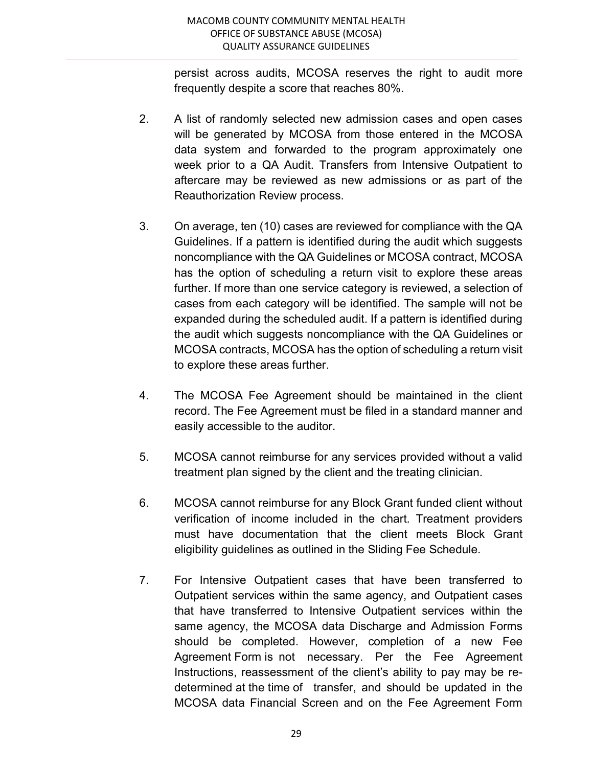persist across audits, MCOSA reserves the right to audit more frequently despite a score that reaches 80%.

2. A list of randomly selected new admission cases and open cases will be generated by MCOSA from those entered in the MCOSA data system and forwarded to the program approximately one week prior to a QA Audit. Transfers from Intensive Outpatient to aftercare may be reviewed as new admissions or as part of the Reauthorization Review process.

3. On average, ten (10) cases are reviewed for compliance with the QA Guidelines. If a pattern is identified during the audit which suggests noncompliance with the QA Guidelines or MCOSA contract, MCOSA has the option of scheduling a return visit to explore these areas further. If more than one service category is reviewed, a selection of cases from each category will be identified. The sample will not be expanded during the scheduled audit. If a pattern is identified during the audit which suggests noncompliance with the QA Guidelines or MCOSA contracts, MCOSA has the option of scheduling a return visit to explore these areas further.

4. The MCOSA Fee Agreement should be maintained in the client record. The Fee Agreement must be filed in a standard manner and easily accessible to the auditor.

5. MCOSA cannot reimburse for any services provided without a valid treatment plan signed by the client and the treating clinician.

6. MCOSA cannot reimburse for any Block Grant funded client without verification of income included in the chart. Treatment providers must have documentation that the client meets Block Grant eligibility guidelines as outlined in the Sliding Fee Schedule.

7. For Intensive Outpatient cases that have been transferred to Outpatient services within the same agency, and Outpatient cases that have transferred to Intensive Outpatient services within the same agency, the MCOSA data Discharge and Admission Forms should be completed. However, completion of a new Fee Agreement Form is not necessary. Per the Fee Agreement Instructions, reassessment of the client's ability to pay may be re-determined at the time of transfer, and should be updated in the MCOSA data Financial Screen and on the Fee Agreement Form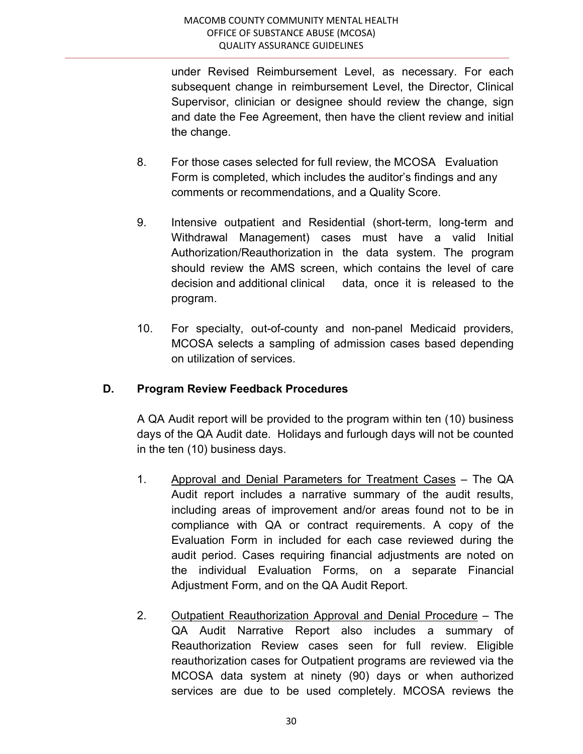under Revised Reimbursement Level, as necessary. For each subsequent change in reimbursement Level, the Director, Clinical Supervisor, clinician or designee should review the change, sign and date the Fee Agreement, then have the client review and initial the change.

8. For those cases selected for full review, the MCOSA Evaluation Form is completed, which includes the auditor's findings and any comments or recommendations, and a Quality Score.

9. Intensive outpatient and Residential (short-term, long-term and Withdrawal Management) cases must have a valid Initial Authorization/Reauthorization in the data system. The program should review the AMS screen, which contains the level of care decision and additional clinical data, once it is released to the program.

10. For specialty, out-of-county and non-panel Medicaid providers, MCOSA selects a sampling of admission cases based depending on utilization of services.

## D. Program Review Feedback Procedures

A QA Audit report will be provided to the program within ten (10) business days of the QA Audit date. Holidays and furlough days will not be counted in the ten (10) business days.

1. Approval and Denial Parameters for Treatment Cases – The QA Audit report includes a narrative summary of the audit results, including areas of improvement and/or areas found not to be in compliance with QA or contract requirements. A copy of the Evaluation Form in included for each case reviewed during the audit period. Cases requiring financial adjustments are noted on the individual Evaluation Forms, on a separate Financial Adjustment Form, and on the QA Audit Report.

2. Outpatient Reauthorization Approval and Denial Procedure – The QA Audit Narrative Report also includes a summary of Reauthorization Review cases seen for full review. Eligible reauthorization cases for Outpatient programs are reviewed via the MCOSA data system at ninety (90) days or when authorized services are due to be used completely. MCOSA reviews the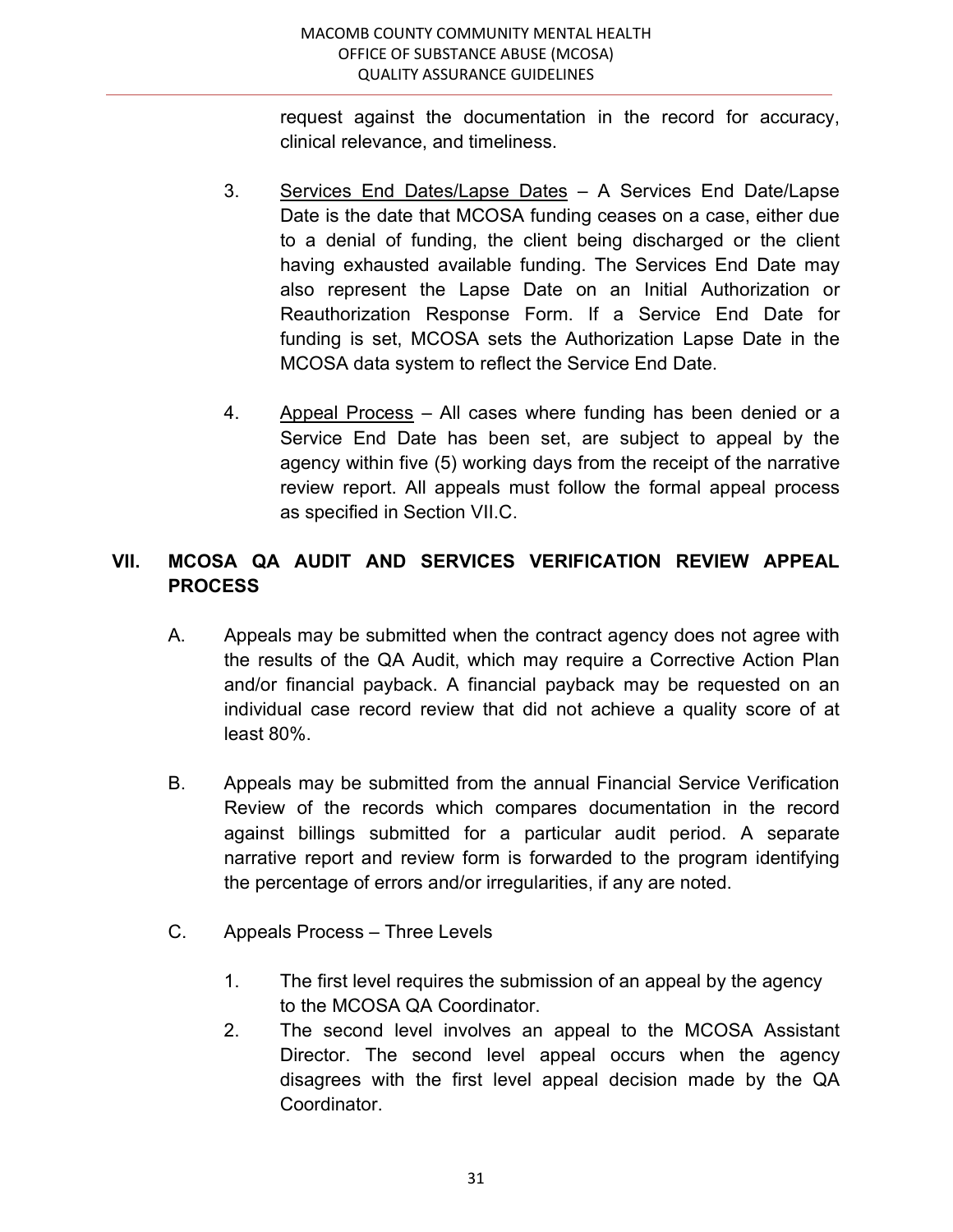request against the documentation in the record for accuracy, clinical relevance, and timeliness.

3. Services End Dates/Lapse Dates – A Services End Date/Lapse Date is the date that MCOSA funding ceases on a case, either due to a denial of funding, the client being discharged or the client having exhausted available funding. The Services End Date may also represent the Lapse Date on an Initial Authorization or Reauthorization Response Form. If a Service End Date for funding is set, MCOSA sets the Authorization Lapse Date in the MCOSA data system to reflect the Service End Date.

4. Appeal Process – All cases where funding has been denied or a Service End Date has been set, are subject to appeal by the agency within five (5) working days from the receipt of the narrative review report. All appeals must follow the formal appeal process as specified in Section VII.C.

## VII. MCOSA QA AUDIT AND SERVICES VERIFICATION REVIEW APPEAL PROCESS

A. Appeals may be submitted when the contract agency does not agree with the results of the QA Audit, which may require a Corrective Action Plan and/or financial payback. A financial payback may be requested on an individual case record review that did not achieve a quality score of at least 80%.

B. Appeals may be submitted from the annual Financial Service Verification Review of the records which compares documentation in the record against billings submitted for a particular audit period. A separate narrative report and review form is forwarded to the program identifying the percentage of errors and/or irregularities, if any are noted.

C. Appeals Process – Three Levels

1. The first level requires the submission of an appeal by the agency to the MCOSA QA Coordinator.
2. The second level involves an appeal to the MCOSA Assistant Director. The second level appeal occurs when the agency disagrees with the first level appeal decision made by the QA Coordinator.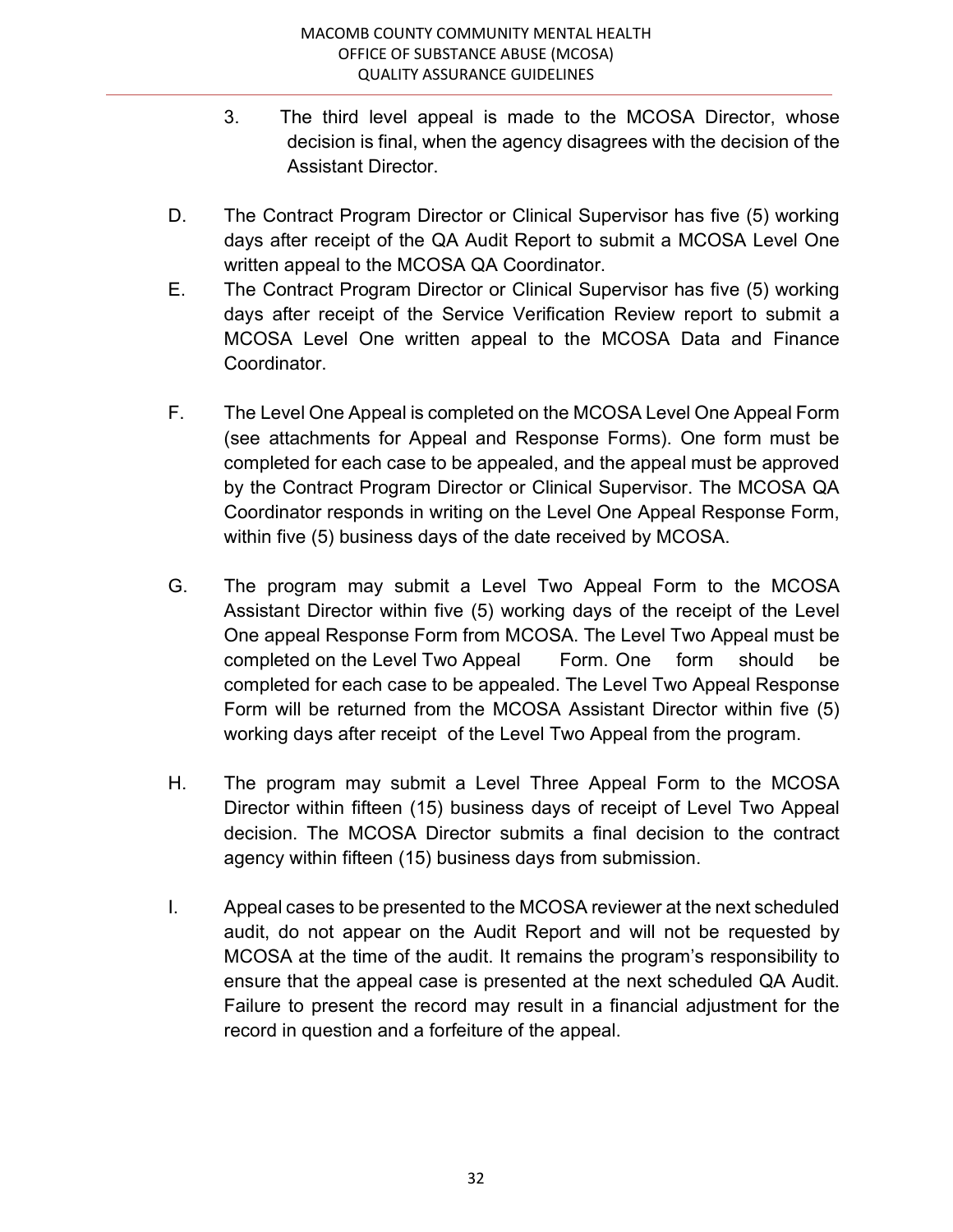3. The third level appeal is made to the MCOSA Director, whose decision is final, when the agency disagrees with the decision of the Assistant Director.

D. The Contract Program Director or Clinical Supervisor has five (5) working days after receipt of the QA Audit Report to submit a MCOSA Level One written appeal to the MCOSA QA Coordinator.

E. The Contract Program Director or Clinical Supervisor has five (5) working days after receipt of the Service Verification Review report to submit a MCOSA Level One written appeal to the MCOSA Data and Finance Coordinator.

F. The Level One Appeal is completed on the MCOSA Level One Appeal Form (see attachments for Appeal and Response Forms). One form must be completed for each case to be appealed, and the appeal must be approved by the Contract Program Director or Clinical Supervisor. The MCOSA QA Coordinator responds in writing on the Level One Appeal Response Form, within five (5) business days of the date received by MCOSA.

G. The program may submit a Level Two Appeal Form to the MCOSA Assistant Director within five (5) working days of the receipt of the Level One appeal Response Form from MCOSA. The Level Two Appeal must be completed on the Level Two Appeal Form. One form should be completed for each case to be appealed. The Level Two Appeal Response Form will be returned from the MCOSA Assistant Director within five (5) working days after receipt of the Level Two Appeal from the program.

H. The program may submit a Level Three Appeal Form to the MCOSA Director within fifteen (15) business days of receipt of Level Two Appeal decision. The MCOSA Director submits a final decision to the contract agency within fifteen (15) business days from submission.

I. Appeal cases to be presented to the MCOSA reviewer at the next scheduled audit, do not appear on the Audit Report and will not be requested by MCOSA at the time of the audit. It remains the program's responsibility to ensure that the appeal case is presented at the next scheduled QA Audit. Failure to present the record may result in a financial adjustment for the record in question and a forfeiture of the appeal.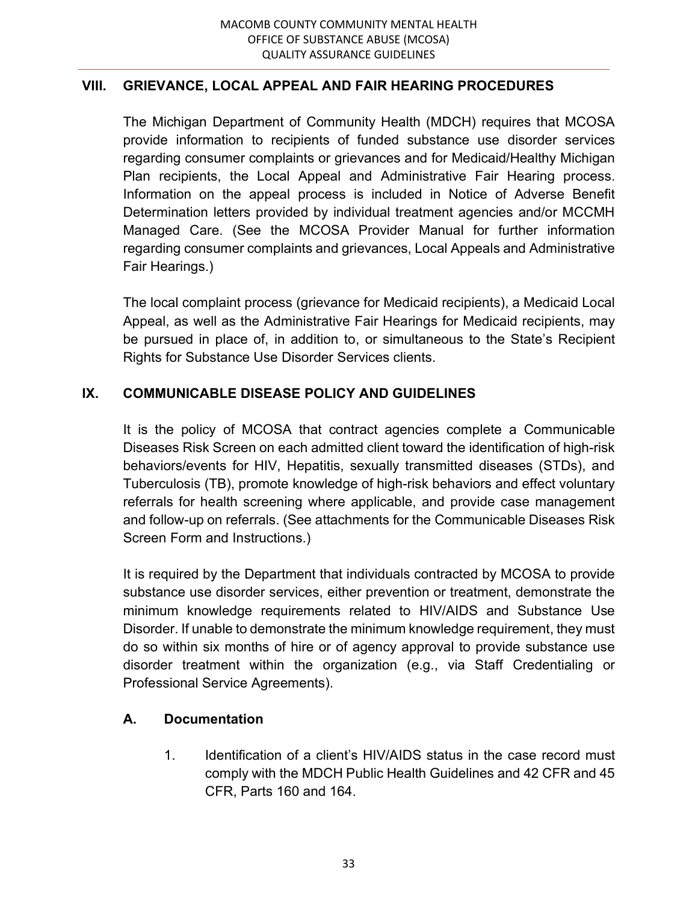## VIII. GRIEVANCE, LOCAL APPEAL AND FAIR HEARING PROCEDURES

The Michigan Department of Community Health (MDCH) requires that MCOSA provide information to recipients of funded substance use disorder services regarding consumer complaints or grievances and for Medicaid/Healthy Michigan Plan recipients, the Local Appeal and Administrative Fair Hearing process. Information on the appeal process is included in Notice of Adverse Benefit Determination letters provided by individual treatment agencies and/or MCCMH Managed Care. (See the MCOSA Provider Manual for further information regarding consumer complaints and grievances, Local Appeals and Administrative Fair Hearings.)

The local complaint process (grievance for Medicaid recipients), a Medicaid Local Appeal, as well as the Administrative Fair Hearings for Medicaid recipients, may be pursued in place of, in addition to, or simultaneous to the State's Recipient Rights for Substance Use Disorder Services clients.

## IX. COMMUNICABLE DISEASE POLICY AND GUIDELINES

It is the policy of MCOSA that contract agencies complete a Communicable Diseases Risk Screen on each admitted client toward the identification of high-risk behaviors/events for HIV, Hepatitis, sexually transmitted diseases (STDs), and Tuberculosis (TB), promote knowledge of high-risk behaviors and effect voluntary referrals for health screening where applicable, and provide case management and follow-up on referrals. (See attachments for the Communicable Diseases Risk Screen Form and Instructions.)

It is required by the Department that individuals contracted by MCOSA to provide substance use disorder services, either prevention or treatment, demonstrate the minimum knowledge requirements related to HIV/AIDS and Substance Use Disorder. If unable to demonstrate the minimum knowledge requirement, they must do so within six months of hire or of agency approval to provide substance use disorder treatment within the organization (e.g., via Staff Credentialing or Professional Service Agreements).

### A. Documentation

1. Identification of a client's HIV/AIDS status in the case record must comply with the MDCH Public Health Guidelines and 42 CFR and 45 CFR, Parts 160 and 164.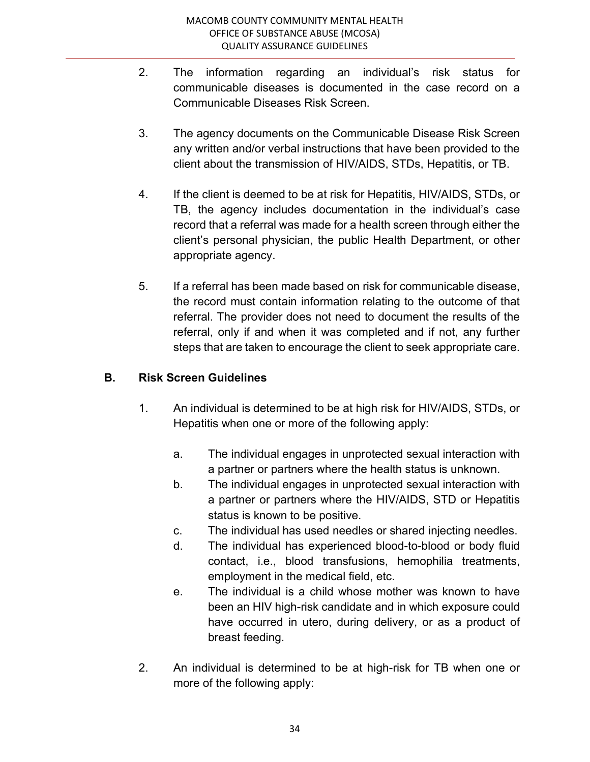2. The information regarding an individual's risk status for communicable diseases is documented in the case record on a Communicable Diseases Risk Screen.

3. The agency documents on the Communicable Disease Risk Screen any written and/or verbal instructions that have been provided to the client about the transmission of HIV/AIDS, STDs, Hepatitis, or TB.

4. If the client is deemed to be at risk for Hepatitis, HIV/AIDS, STDs, or TB, the agency includes documentation in the individual's case record that a referral was made for a health screen through either the client's personal physician, the public Health Department, or other appropriate agency.

5. If a referral has been made based on risk for communicable disease, the record must contain information relating to the outcome of that referral. The provider does not need to document the results of the referral, only if and when it was completed and if not, any further steps that are taken to encourage the client to seek appropriate care.

## B. Risk Screen Guidelines

1. An individual is determined to be at high risk for HIV/AIDS, STDs, or Hepatitis when one or more of the following apply:

   a. The individual engages in unprotected sexual interaction with a partner or partners where the health status is unknown.
   b. The individual engages in unprotected sexual interaction with a partner or partners where the HIV/AIDS, STD or Hepatitis status is known to be positive.
   c. The individual has used needles or shared injecting needles.
   d. The individual has experienced blood-to-blood or body fluid contact, i.e., blood transfusions, hemophilia treatments, employment in the medical field, etc.
   e. The individual is a child whose mother was known to have been an HIV high-risk candidate and in which exposure could have occurred in utero, during delivery, or as a product of breast feeding.

2. An individual is determined to be at high-risk for TB when one or more of the following apply: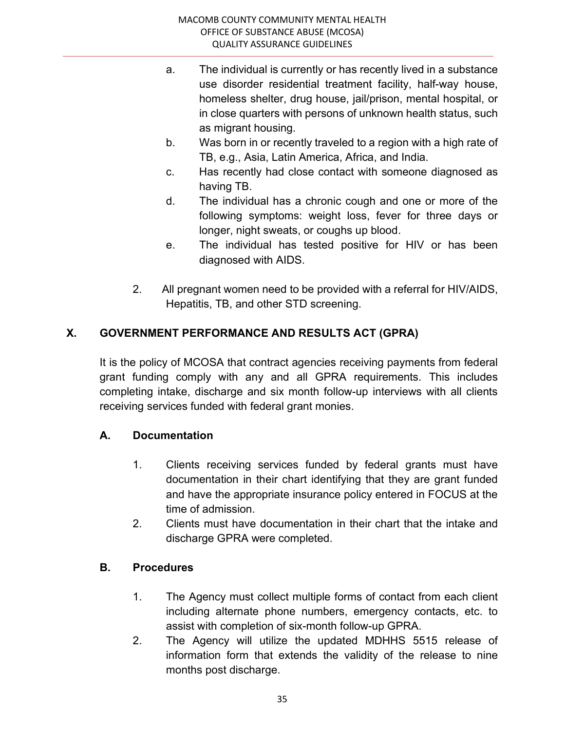a. The individual is currently or has recently lived in a substance use disorder residential treatment facility, half-way house, homeless shelter, drug house, jail/prison, mental hospital, or in close quarters with persons of unknown health status, such as migrant housing.
b. Was born in or recently traveled to a region with a high rate of TB, e.g., Asia, Latin America, Africa, and India.
c. Has recently had close contact with someone diagnosed as having TB.
d. The individual has a chronic cough and one or more of the following symptoms: weight loss, fever for three days or longer, night sweats, or coughs up blood.
e. The individual has tested positive for HIV or has been diagnosed with AIDS.

2. All pregnant women need to be provided with a referral for HIV/AIDS, Hepatitis, TB, and other STD screening.

## X. GOVERNMENT PERFORMANCE AND RESULTS ACT (GPRA)

It is the policy of MCOSA that contract agencies receiving payments from federal grant funding comply with any and all GPRA requirements. This includes completing intake, discharge and six month follow-up interviews with all clients receiving services funded with federal grant monies.

### A. Documentation

1. Clients receiving services funded by federal grants must have documentation in their chart identifying that they are grant funded and have the appropriate insurance policy entered in FOCUS at the time of admission.
2. Clients must have documentation in their chart that the intake and discharge GPRA were completed.

### B. Procedures

1. The Agency must collect multiple forms of contact from each client including alternate phone numbers, emergency contacts, etc. to assist with completion of six-month follow-up GPRA.
2. The Agency will utilize the updated MDHHS 5515 release of information form that extends the validity of the release to nine months post discharge.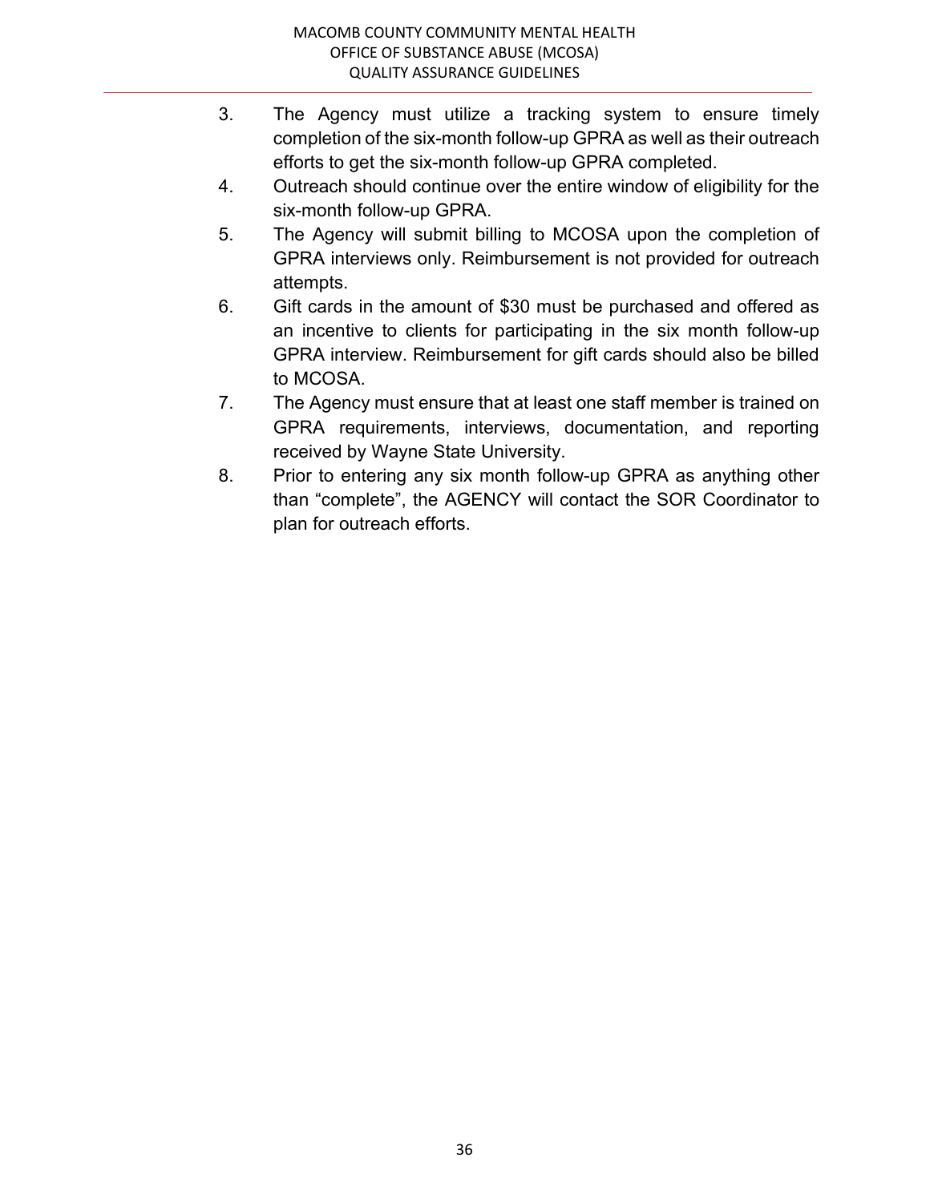3. The Agency must utilize a tracking system to ensure timely completion of the six-month follow-up GPRA as well as their outreach efforts to get the six-month follow-up GPRA completed.
4. Outreach should continue over the entire window of eligibility for the six-month follow-up GPRA.
5. The Agency will submit billing to MCOSA upon the completion of GPRA interviews only. Reimbursement is not provided for outreach attempts.
6. Gift cards in the amount of $30 must be purchased and offered as an incentive to clients for participating in the six month follow-up GPRA interview. Reimbursement for gift cards should also be billed to MCOSA.
7. The Agency must ensure that at least one staff member is trained on GPRA requirements, interviews, documentation, and reporting received by Wayne State University.
8. Prior to entering any six month follow-up GPRA as anything other than "complete", the AGENCY will contact the SOR Coordinator to plan for outreach efforts.